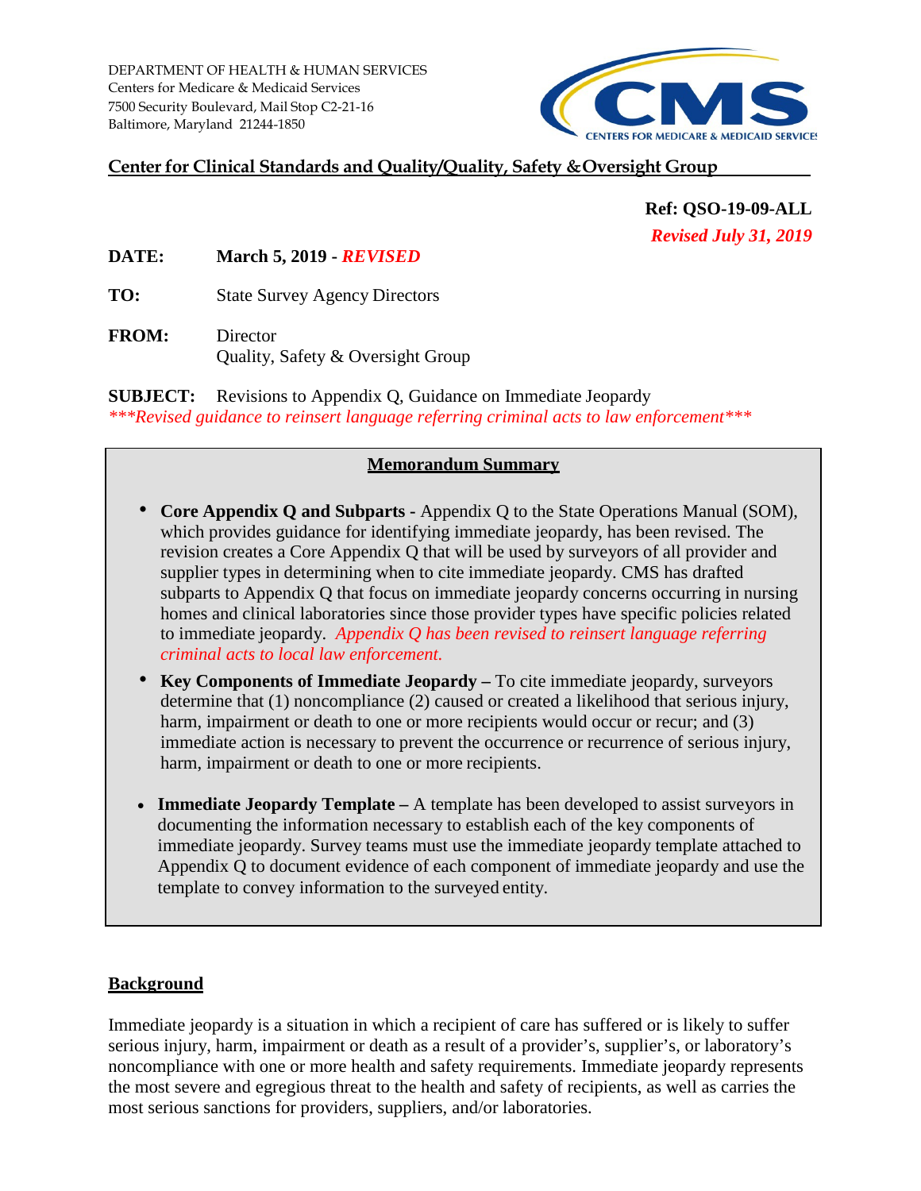DEPARTMENT OF HEALTH & HUMAN SERVICES
Centers for Medicare & Medicaid Services
7500 Security Boulevard, Mail Stop C2-21-16
Baltimore, Maryland 21244-1850

CMS
CENTERS FOR MEDICARE & MEDICAID SERVICES

**Center for Clinical Standards and Quality/Quality, Safety & Oversight Group**

**Ref: QSO-19-09-ALL**
***Revised July 31, 2019***

**DATE:** **March 5, 2019 - *REVISED***

**TO:** State Survey Agency Directors

**FROM:** Director
Quality, Safety & Oversight Group

**SUBJECT:** Revisions to Appendix Q, Guidance on Immediate Jeopardy
****Revised guidance to reinsert language referring criminal acts to law enforcement****

## Memorandum Summary

- **Core Appendix Q and Subparts -** Appendix Q to the State Operations Manual (SOM), which provides guidance for identifying immediate jeopardy, has been revised. The revision creates a Core Appendix Q that will be used by surveyors of all provider and supplier types in determining when to cite immediate jeopardy. CMS has drafted subparts to Appendix Q that focus on immediate jeopardy concerns occurring in nursing homes and clinical laboratories since those provider types have specific policies related to immediate jeopardy. *Appendix Q has been revised to reinsert language referring criminal acts to local law enforcement.*
- **Key Components of Immediate Jeopardy –** To cite immediate jeopardy, surveyors determine that (1) noncompliance (2) caused or created a likelihood that serious injury, harm, impairment or death to one or more recipients would occur or recur; and (3) immediate action is necessary to prevent the occurrence or recurrence of serious injury, harm, impairment or death to one or more recipients.
- **Immediate Jeopardy Template –** A template has been developed to assist surveyors in documenting the information necessary to establish each of the key components of immediate jeopardy. Survey teams must use the immediate jeopardy template attached to Appendix Q to document evidence of each component of immediate jeopardy and use the template to convey information to the surveyed entity.

## Background

Immediate jeopardy is a situation in which a recipient of care has suffered or is likely to suffer serious injury, harm, impairment or death as a result of a provider's, supplier's, or laboratory's noncompliance with one or more health and safety requirements. Immediate jeopardy represents the most severe and egregious threat to the health and safety of recipients, as well as carries the most serious sanctions for providers, suppliers, and/or laboratories.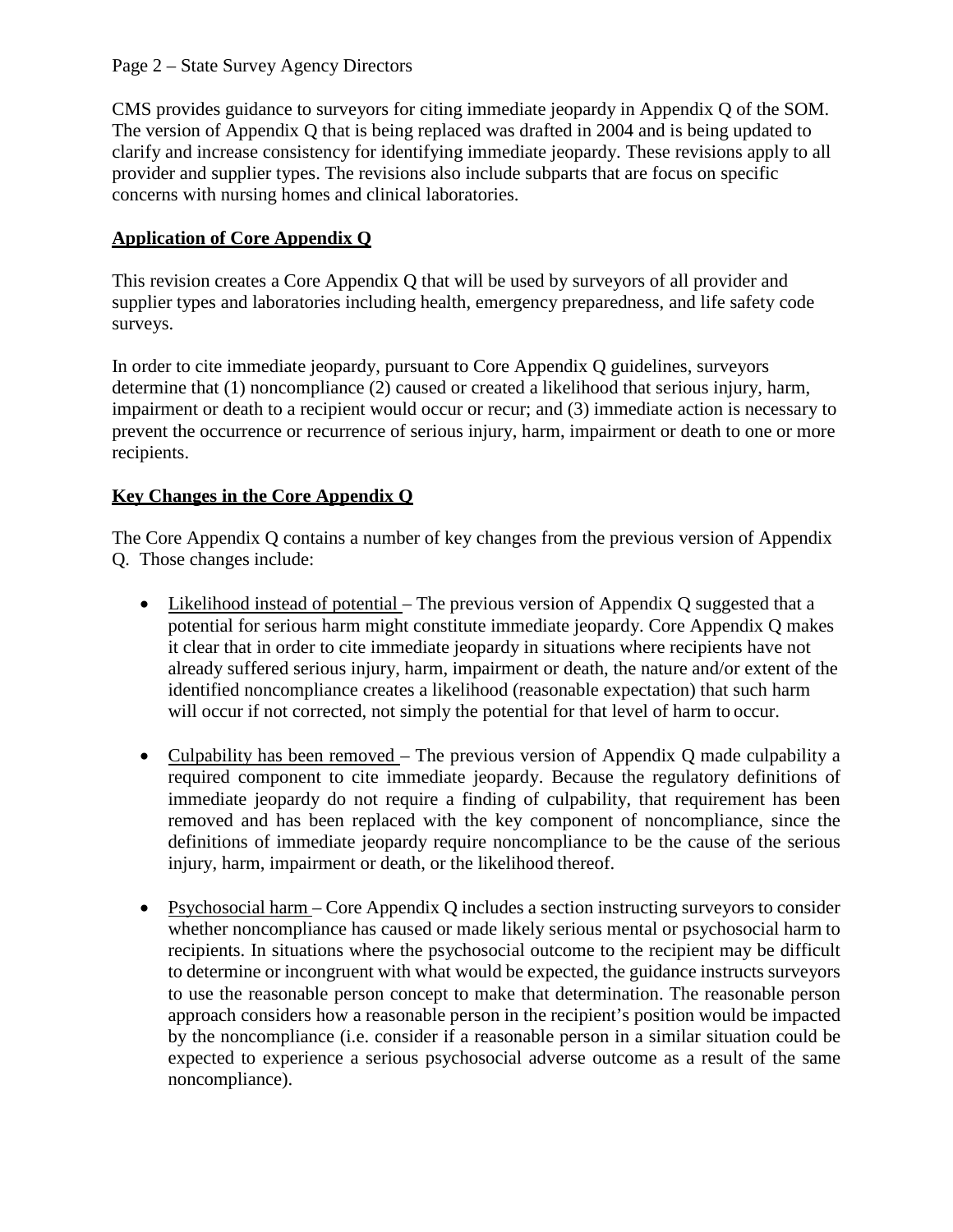CMS provides guidance to surveyors for citing immediate jeopardy in Appendix Q of the SOM. The version of Appendix Q that is being replaced was drafted in 2004 and is being updated to clarify and increase consistency for identifying immediate jeopardy. These revisions apply to all provider and supplier types. The revisions also include subparts that are focus on specific concerns with nursing homes and clinical laboratories.

**Application of Core Appendix Q**

This revision creates a Core Appendix Q that will be used by surveyors of all provider and supplier types and laboratories including health, emergency preparedness, and life safety code surveys.

In order to cite immediate jeopardy, pursuant to Core Appendix Q guidelines, surveyors determine that (1) noncompliance (2) caused or created a likelihood that serious injury, harm, impairment or death to a recipient would occur or recur; and (3) immediate action is necessary to prevent the occurrence or recurrence of serious injury, harm, impairment or death to one or more recipients.

**Key Changes in the Core Appendix Q**

The Core Appendix Q contains a number of key changes from the previous version of Appendix Q. Those changes include:

- Likelihood instead of potential – The previous version of Appendix Q suggested that a potential for serious harm might constitute immediate jeopardy. Core Appendix Q makes it clear that in order to cite immediate jeopardy in situations where recipients have not already suffered serious injury, harm, impairment or death, the nature and/or extent of the identified noncompliance creates a likelihood (reasonable expectation) that such harm will occur if not corrected, not simply the potential for that level of harm to occur.

- Culpability has been removed – The previous version of Appendix Q made culpability a required component to cite immediate jeopardy. Because the regulatory definitions of immediate jeopardy do not require a finding of culpability, that requirement has been removed and has been replaced with the key component of noncompliance, since the definitions of immediate jeopardy require noncompliance to be the cause of the serious injury, harm, impairment or death, or the likelihood thereof.

- Psychosocial harm – Core Appendix Q includes a section instructing surveyors to consider whether noncompliance has caused or made likely serious mental or psychosocial harm to recipients. In situations where the psychosocial outcome to the recipient may be difficult to determine or incongruent with what would be expected, the guidance instructs surveyors to use the reasonable person concept to make that determination. The reasonable person approach considers how a reasonable person in the recipient's position would be impacted by the noncompliance (i.e. consider if a reasonable person in a similar situation could be expected to experience a serious psychosocial adverse outcome as a result of the same noncompliance).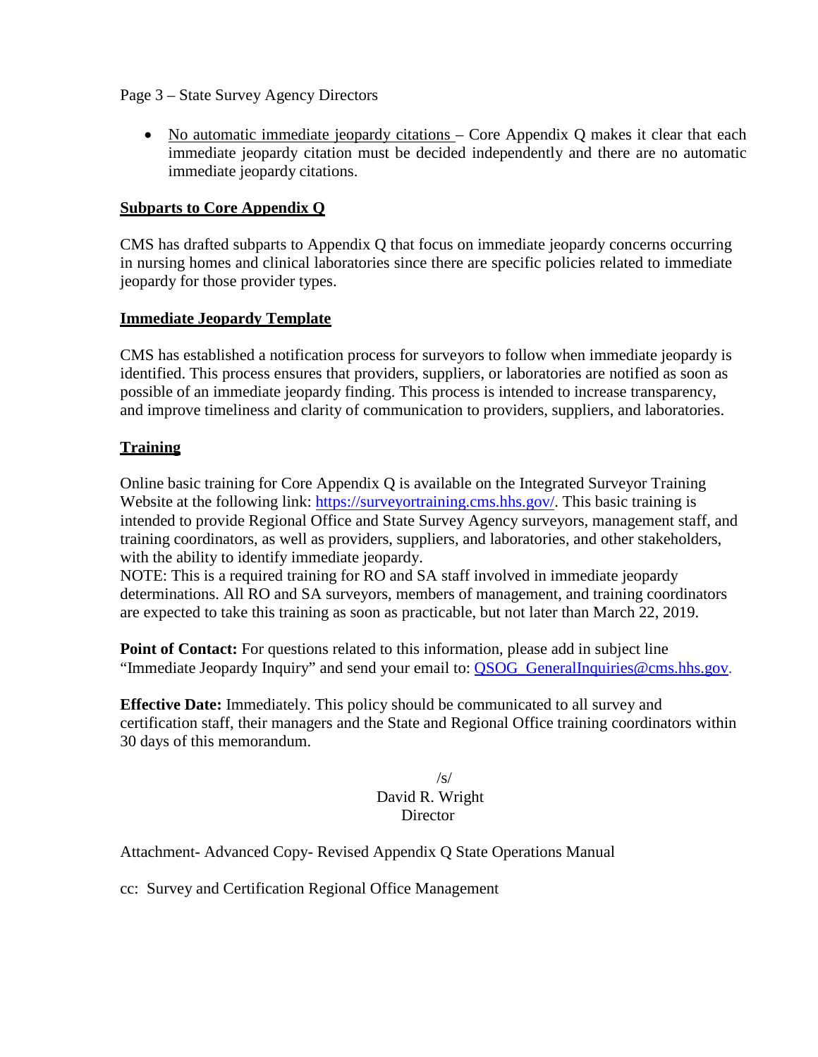- No automatic immediate jeopardy citations – Core Appendix Q makes it clear that each immediate jeopardy citation must be decided independently and there are no automatic immediate jeopardy citations.

**Subparts to Core Appendix Q**

CMS has drafted subparts to Appendix Q that focus on immediate jeopardy concerns occurring in nursing homes and clinical laboratories since there are specific policies related to immediate jeopardy for those provider types.

**Immediate Jeopardy Template**

CMS has established a notification process for surveyors to follow when immediate jeopardy is identified. This process ensures that providers, suppliers, or laboratories are notified as soon as possible of an immediate jeopardy finding. This process is intended to increase transparency, and improve timeliness and clarity of communication to providers, suppliers, and laboratories.

**Training**

Online basic training for Core Appendix Q is available on the Integrated Surveyor Training Website at the following link: https://surveyortraining.cms.hhs.gov/. This basic training is intended to provide Regional Office and State Survey Agency surveyors, management staff, and training coordinators, as well as providers, suppliers, and laboratories, and other stakeholders, with the ability to identify immediate jeopardy.
NOTE: This is a required training for RO and SA staff involved in immediate jeopardy determinations. All RO and SA surveyors, members of management, and training coordinators are expected to take this training as soon as practicable, but not later than March 22, 2019.

**Point of Contact:** For questions related to this information, please add in subject line "Immediate Jeopardy Inquiry" and send your email to: QSOG_GeneralInquiries@cms.hhs.gov.

**Effective Date:** Immediately. This policy should be communicated to all survey and certification staff, their managers and the State and Regional Office training coordinators within 30 days of this memorandum.

/s/
David R. Wright
Director

Attachment- Advanced Copy- Revised Appendix Q State Operations Manual

cc: Survey and Certification Regional Office Management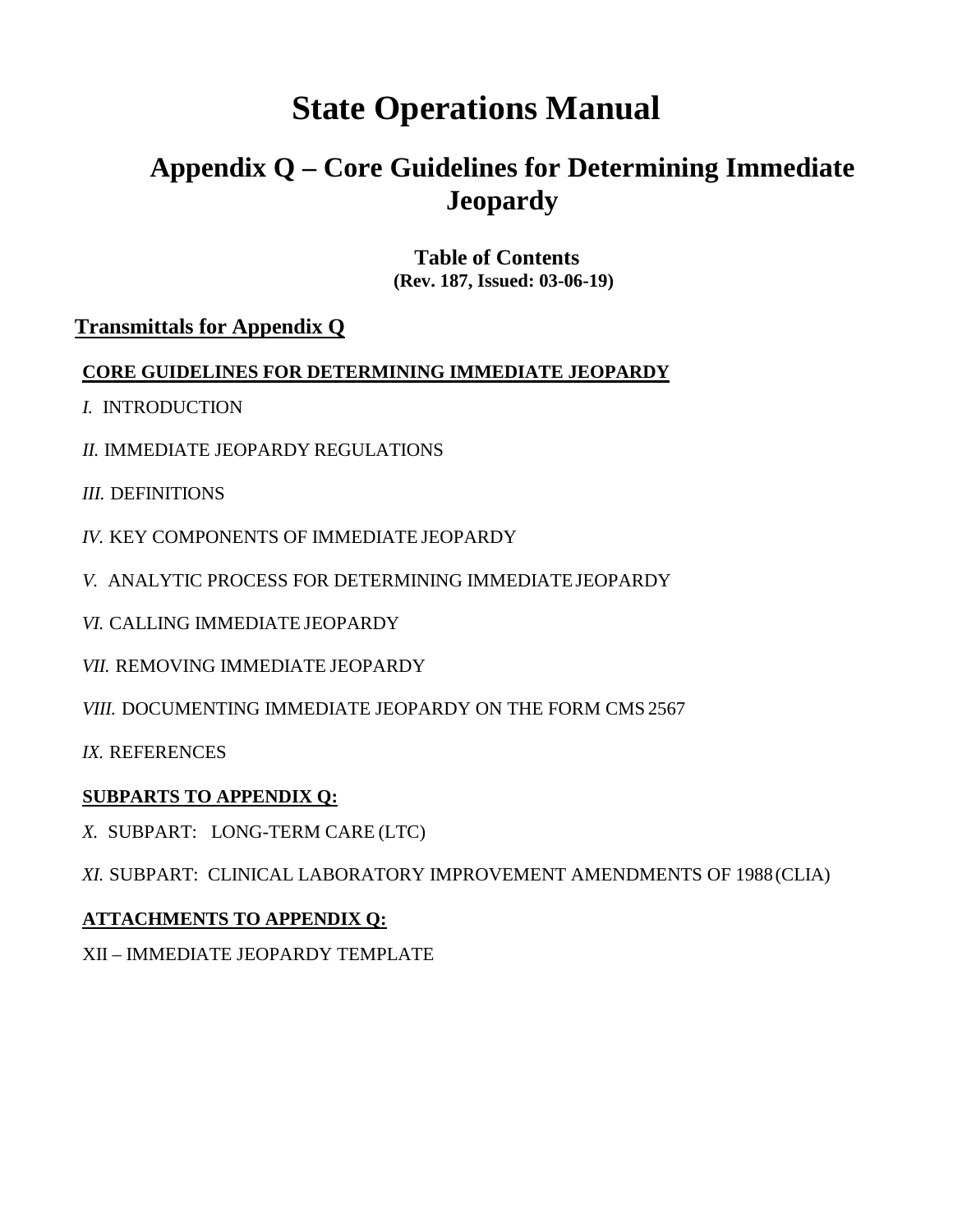# State Operations Manual

## Appendix Q – Core Guidelines for Determining Immediate Jeopardy

**Table of Contents**
**(Rev. 187, Issued: 03-06-19)**

### Transmittals for Appendix Q

**CORE GUIDELINES FOR DETERMINING IMMEDIATE JEOPARDY**

*I.* INTRODUCTION

*II.* IMMEDIATE JEOPARDY REGULATIONS

*III.* DEFINITIONS

*IV.* KEY COMPONENTS OF IMMEDIATE JEOPARDY

*V.* ANALYTIC PROCESS FOR DETERMINING IMMEDIATE JEOPARDY

*VI.* CALLING IMMEDIATE JEOPARDY

*VII.* REMOVING IMMEDIATE JEOPARDY

*VIII.* DOCUMENTING IMMEDIATE JEOPARDY ON THE FORM CMS 2567

*IX.* REFERENCES

**SUBPARTS TO APPENDIX Q:**

*X.* SUBPART: LONG-TERM CARE (LTC)

*XI.* SUBPART: CLINICAL LABORATORY IMPROVEMENT AMENDMENTS OF 1988 (CLIA)

**ATTACHMENTS TO APPENDIX Q:**

XII – IMMEDIATE JEOPARDY TEMPLATE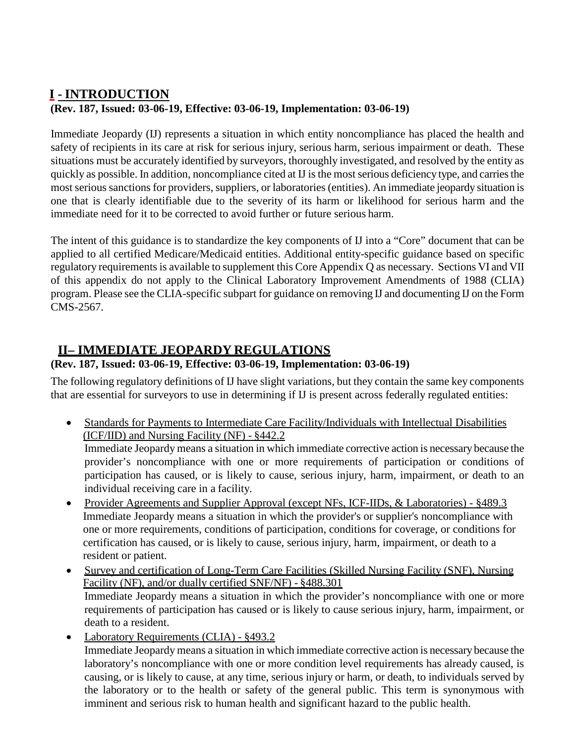## I - INTRODUCTION

**(Rev. 187, Issued: 03-06-19, Effective: 03-06-19, Implementation: 03-06-19)**

Immediate Jeopardy (IJ) represents a situation in which entity noncompliance has placed the health and safety of recipients in its care at risk for serious injury, serious harm, serious impairment or death. These situations must be accurately identified by surveyors, thoroughly investigated, and resolved by the entity as quickly as possible. In addition, noncompliance cited at IJ is the most serious deficiency type, and carries the most serious sanctions for providers, suppliers, or laboratories (entities). An immediate jeopardy situation is one that is clearly identifiable due to the severity of its harm or likelihood for serious harm and the immediate need for it to be corrected to avoid further or future serious harm.

The intent of this guidance is to standardize the key components of IJ into a "Core" document that can be applied to all certified Medicare/Medicaid entities. Additional entity-specific guidance based on specific regulatory requirements is available to supplement this Core Appendix Q as necessary. Sections VI and VII of this appendix do not apply to the Clinical Laboratory Improvement Amendments of 1988 (CLIA) program. Please see the CLIA-specific subpart for guidance on removing IJ and documenting IJ on the Form CMS-2567.

## II– IMMEDIATE JEOPARDY REGULATIONS

**(Rev. 187, Issued: 03-06-19, Effective: 03-06-19, Implementation: 03-06-19)**

The following regulatory definitions of IJ have slight variations, but they contain the same key components that are essential for surveyors to use in determining if IJ is present across federally regulated entities:

- Standards for Payments to Intermediate Care Facility/Individuals with Intellectual Disabilities (ICF/IID) and Nursing Facility (NF) - §442.2
  Immediate Jeopardy means a situation in which immediate corrective action is necessary because the provider's noncompliance with one or more requirements of participation or conditions of participation has caused, or is likely to cause, serious injury, harm, impairment, or death to an individual receiving care in a facility.
- Provider Agreements and Supplier Approval (except NFs, ICF-IIDs, & Laboratories) - §489.3
  Immediate Jeopardy means a situation in which the provider's or supplier's noncompliance with one or more requirements, conditions of participation, conditions for coverage, or conditions for certification has caused, or is likely to cause, serious injury, harm, impairment, or death to a resident or patient.
- Survey and certification of Long-Term Care Facilities (Skilled Nursing Facility (SNF), Nursing Facility (NF), and/or dually certified SNF/NF) - §488.301
  Immediate Jeopardy means a situation in which the provider's noncompliance with one or more requirements of participation has caused or is likely to cause serious injury, harm, impairment, or death to a resident.
- Laboratory Requirements (CLIA) - §493.2
  Immediate Jeopardy means a situation in which immediate corrective action is necessary because the laboratory's noncompliance with one or more condition level requirements has already caused, is causing, or is likely to cause, at any time, serious injury or harm, or death, to individuals served by the laboratory or to the health or safety of the general public. This term is synonymous with imminent and serious risk to human health and significant hazard to the public health.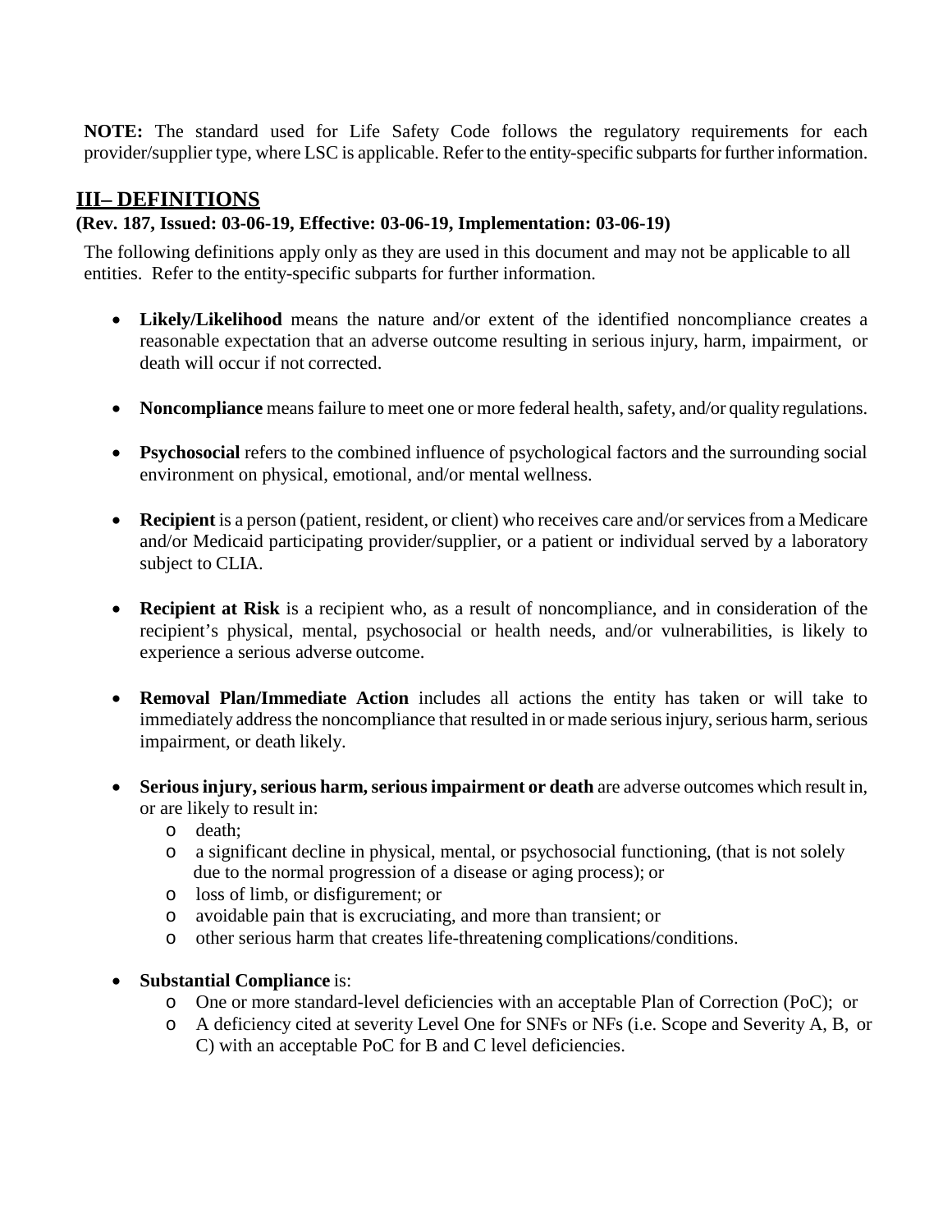**NOTE:** The standard used for Life Safety Code follows the regulatory requirements for each provider/supplier type, where LSC is applicable. Refer to the entity-specific subparts for further information.

## III– DEFINITIONS

**(Rev. 187, Issued: 03-06-19, Effective: 03-06-19, Implementation: 03-06-19)**

The following definitions apply only as they are used in this document and may not be applicable to all entities. Refer to the entity-specific subparts for further information.

- **Likely/Likelihood** means the nature and/or extent of the identified noncompliance creates a reasonable expectation that an adverse outcome resulting in serious injury, harm, impairment, or death will occur if not corrected.
- **Noncompliance** means failure to meet one or more federal health, safety, and/or quality regulations.
- **Psychosocial** refers to the combined influence of psychological factors and the surrounding social environment on physical, emotional, and/or mental wellness.
- **Recipient** is a person (patient, resident, or client) who receives care and/or services from a Medicare and/or Medicaid participating provider/supplier, or a patient or individual served by a laboratory subject to CLIA.
- **Recipient at Risk** is a recipient who, as a result of noncompliance, and in consideration of the recipient's physical, mental, psychosocial or health needs, and/or vulnerabilities, is likely to experience a serious adverse outcome.
- **Removal Plan/Immediate Action** includes all actions the entity has taken or will take to immediately address the noncompliance that resulted in or made serious injury, serious harm, serious impairment, or death likely.
- **Serious injury, serious harm, serious impairment or death** are adverse outcomes which result in, or are likely to result in:
  - death;
  - a significant decline in physical, mental, or psychosocial functioning, (that is not solely due to the normal progression of a disease or aging process); or
  - loss of limb, or disfigurement; or
  - avoidable pain that is excruciating, and more than transient; or
  - other serious harm that creates life-threatening complications/conditions.
- **Substantial Compliance** is:
  - One or more standard-level deficiencies with an acceptable Plan of Correction (PoC); or
  - A deficiency cited at severity Level One for SNFs or NFs (i.e. Scope and Severity A, B, or C) with an acceptable PoC for B and C level deficiencies.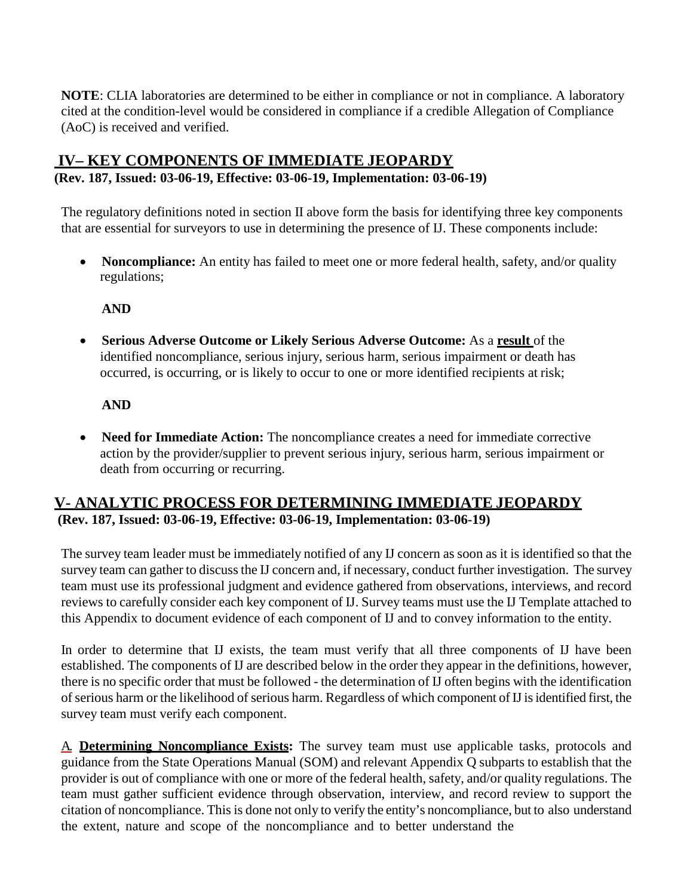**NOTE**: CLIA laboratories are determined to be either in compliance or not in compliance. A laboratory cited at the condition-level would be considered in compliance if a credible Allegation of Compliance (AoC) is received and verified.

## IV– KEY COMPONENTS OF IMMEDIATE JEOPARDY

**(Rev. 187, Issued: 03-06-19, Effective: 03-06-19, Implementation: 03-06-19)**

The regulatory definitions noted in section II above form the basis for identifying three key components that are essential for surveyors to use in determining the presence of IJ. These components include:

- **Noncompliance:** An entity has failed to meet one or more federal health, safety, and/or quality regulations;

  **AND**

- **Serious Adverse Outcome or Likely Serious Adverse Outcome:** As a **result** of the identified noncompliance, serious injury, serious harm, serious impairment or death has occurred, is occurring, or is likely to occur to one or more identified recipients at risk;

  **AND**

- **Need for Immediate Action:** The noncompliance creates a need for immediate corrective action by the provider/supplier to prevent serious injury, serious harm, serious impairment or death from occurring or recurring.

## V- ANALYTIC PROCESS FOR DETERMINING IMMEDIATE JEOPARDY

**(Rev. 187, Issued: 03-06-19, Effective: 03-06-19, Implementation: 03-06-19)**

The survey team leader must be immediately notified of any IJ concern as soon as it is identified so that the survey team can gather to discuss the IJ concern and, if necessary, conduct further investigation. The survey team must use its professional judgment and evidence gathered from observations, interviews, and record reviews to carefully consider each key component of IJ. Survey teams must use the IJ Template attached to this Appendix to document evidence of each component of IJ and to convey information to the entity.

In order to determine that IJ exists, the team must verify that all three components of IJ have been established. The components of IJ are described below in the order they appear in the definitions, however, there is no specific order that must be followed - the determination of IJ often begins with the identification of serious harm or the likelihood of serious harm. Regardless of which component of IJ is identified first, the survey team must verify each component.

A. **Determining Noncompliance Exists:** The survey team must use applicable tasks, protocols and guidance from the State Operations Manual (SOM) and relevant Appendix Q subparts to establish that the provider is out of compliance with one or more of the federal health, safety, and/or quality regulations. The team must gather sufficient evidence through observation, interview, and record review to support the citation of noncompliance. This is done not only to verify the entity's noncompliance, but to also understand the extent, nature and scope of the noncompliance and to better understand the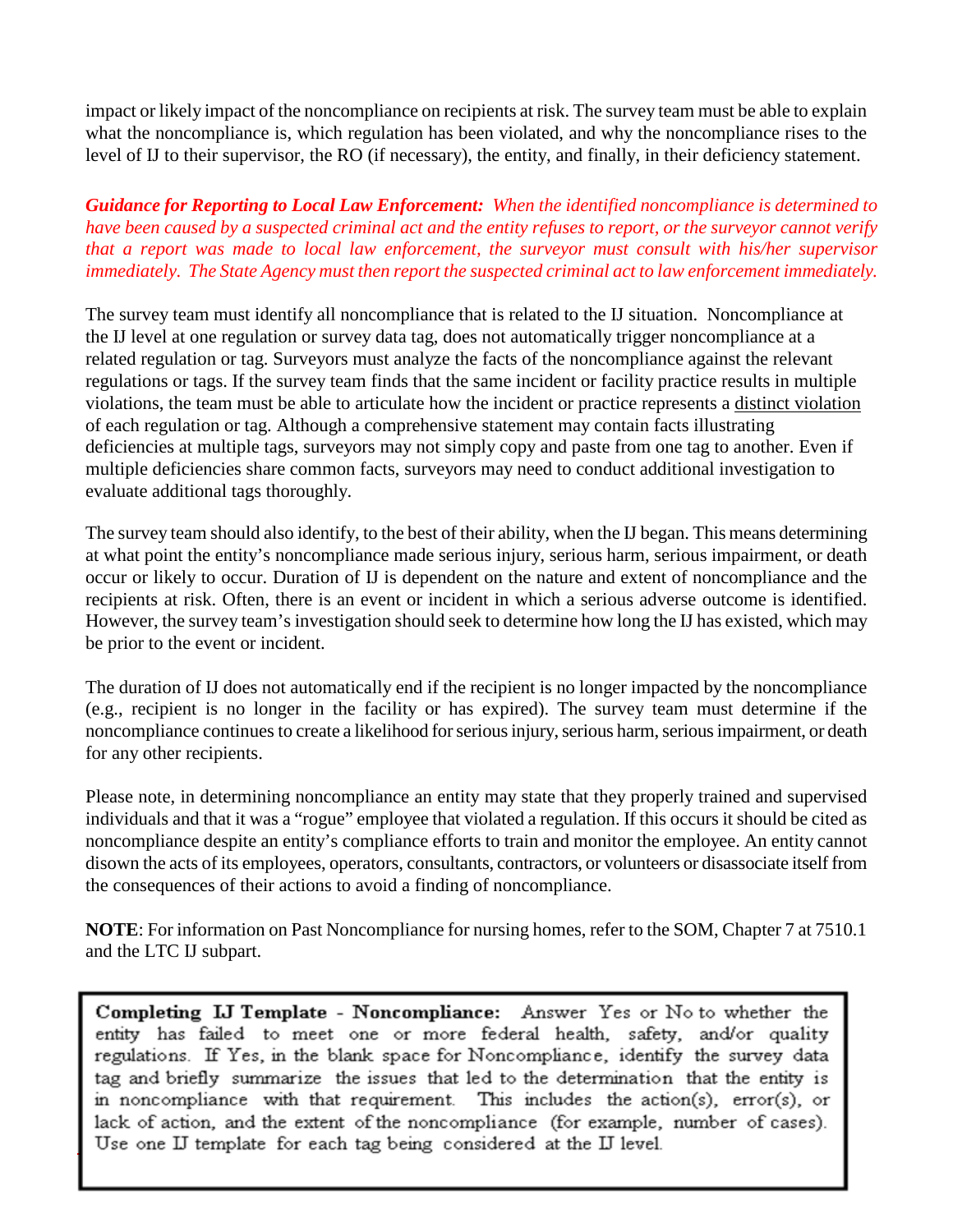impact or likely impact of the noncompliance on recipients at risk. The survey team must be able to explain what the noncompliance is, which regulation has been violated, and why the noncompliance rises to the level of IJ to their supervisor, the RO (if necessary), the entity, and finally, in their deficiency statement.

***Guidance for Reporting to Local Law Enforcement:*** *When the identified noncompliance is determined to have been caused by a suspected criminal act and the entity refuses to report, or the surveyor cannot verify that a report was made to local law enforcement, the surveyor must consult with his/her supervisor immediately. The State Agency must then report the suspected criminal act to law enforcement immediately.*

The survey team must identify all noncompliance that is related to the IJ situation. Noncompliance at the IJ level at one regulation or survey data tag, does not automatically trigger noncompliance at a related regulation or tag. Surveyors must analyze the facts of the noncompliance against the relevant regulations or tags. If the survey team finds that the same incident or facility practice results in multiple violations, the team must be able to articulate how the incident or practice represents a <u>distinct violation</u> of each regulation or tag. Although a comprehensive statement may contain facts illustrating deficiencies at multiple tags, surveyors may not simply copy and paste from one tag to another. Even if multiple deficiencies share common facts, surveyors may need to conduct additional investigation to evaluate additional tags thoroughly.

The survey team should also identify, to the best of their ability, when the IJ began. This means determining at what point the entity's noncompliance made serious injury, serious harm, serious impairment, or death occur or likely to occur. Duration of IJ is dependent on the nature and extent of noncompliance and the recipients at risk. Often, there is an event or incident in which a serious adverse outcome is identified. However, the survey team's investigation should seek to determine how long the IJ has existed, which may be prior to the event or incident.

The duration of IJ does not automatically end if the recipient is no longer impacted by the noncompliance (e.g., recipient is no longer in the facility or has expired). The survey team must determine if the noncompliance continues to create a likelihood for serious injury, serious harm, serious impairment, or death for any other recipients.

Please note, in determining noncompliance an entity may state that they properly trained and supervised individuals and that it was a "rogue" employee that violated a regulation. If this occurs it should be cited as noncompliance despite an entity's compliance efforts to train and monitor the employee. An entity cannot disown the acts of its employees, operators, consultants, contractors, or volunteers or disassociate itself from the consequences of their actions to avoid a finding of noncompliance.

**NOTE**: For information on Past Noncompliance for nursing homes, refer to the SOM, Chapter 7 at 7510.1 and the LTC IJ subpart.

> **Completing IJ Template - Noncompliance:** Answer Yes or No to whether the entity has failed to meet one or more federal health, safety, and/or quality regulations. If Yes, in the blank space for Noncompliance, identify the survey data tag and briefly summarize the issues that led to the determination that the entity is in noncompliance with that requirement. This includes the action(s), error(s), or lack of action, and the extent of the noncompliance (for example, number of cases). Use one IJ template for each tag being considered at the IJ level.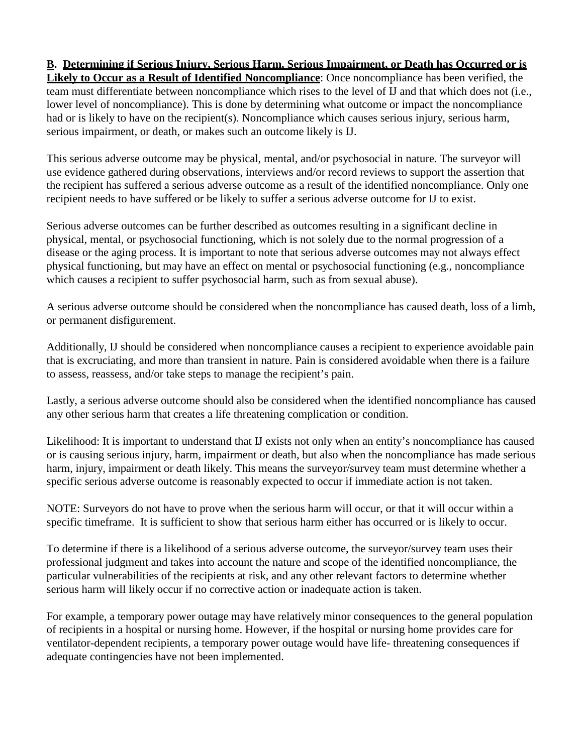**B. Determining if Serious Injury, Serious Harm, Serious Impairment, or Death has Occurred or is Likely to Occur as a Result of Identified Noncompliance**: Once noncompliance has been verified, the team must differentiate between noncompliance which rises to the level of IJ and that which does not (i.e., lower level of noncompliance). This is done by determining what outcome or impact the noncompliance had or is likely to have on the recipient(s). Noncompliance which causes serious injury, serious harm, serious impairment, or death, or makes such an outcome likely is IJ.

This serious adverse outcome may be physical, mental, and/or psychosocial in nature. The surveyor will use evidence gathered during observations, interviews and/or record reviews to support the assertion that the recipient has suffered a serious adverse outcome as a result of the identified noncompliance. Only one recipient needs to have suffered or be likely to suffer a serious adverse outcome for IJ to exist.

Serious adverse outcomes can be further described as outcomes resulting in a significant decline in physical, mental, or psychosocial functioning, which is not solely due to the normal progression of a disease or the aging process. It is important to note that serious adverse outcomes may not always effect physical functioning, but may have an effect on mental or psychosocial functioning (e.g., noncompliance which causes a recipient to suffer psychosocial harm, such as from sexual abuse).

A serious adverse outcome should be considered when the noncompliance has caused death, loss of a limb, or permanent disfigurement.

Additionally, IJ should be considered when noncompliance causes a recipient to experience avoidable pain that is excruciating, and more than transient in nature. Pain is considered avoidable when there is a failure to assess, reassess, and/or take steps to manage the recipient's pain.

Lastly, a serious adverse outcome should also be considered when the identified noncompliance has caused any other serious harm that creates a life threatening complication or condition.

Likelihood: It is important to understand that IJ exists not only when an entity's noncompliance has caused or is causing serious injury, harm, impairment or death, but also when the noncompliance has made serious harm, injury, impairment or death likely. This means the surveyor/survey team must determine whether a specific serious adverse outcome is reasonably expected to occur if immediate action is not taken.

NOTE: Surveyors do not have to prove when the serious harm will occur, or that it will occur within a specific timeframe. It is sufficient to show that serious harm either has occurred or is likely to occur.

To determine if there is a likelihood of a serious adverse outcome, the surveyor/survey team uses their professional judgment and takes into account the nature and scope of the identified noncompliance, the particular vulnerabilities of the recipients at risk, and any other relevant factors to determine whether serious harm will likely occur if no corrective action or inadequate action is taken.

For example, a temporary power outage may have relatively minor consequences to the general population of recipients in a hospital or nursing home. However, if the hospital or nursing home provides care for ventilator-dependent recipients, a temporary power outage would have life- threatening consequences if adequate contingencies have not been implemented.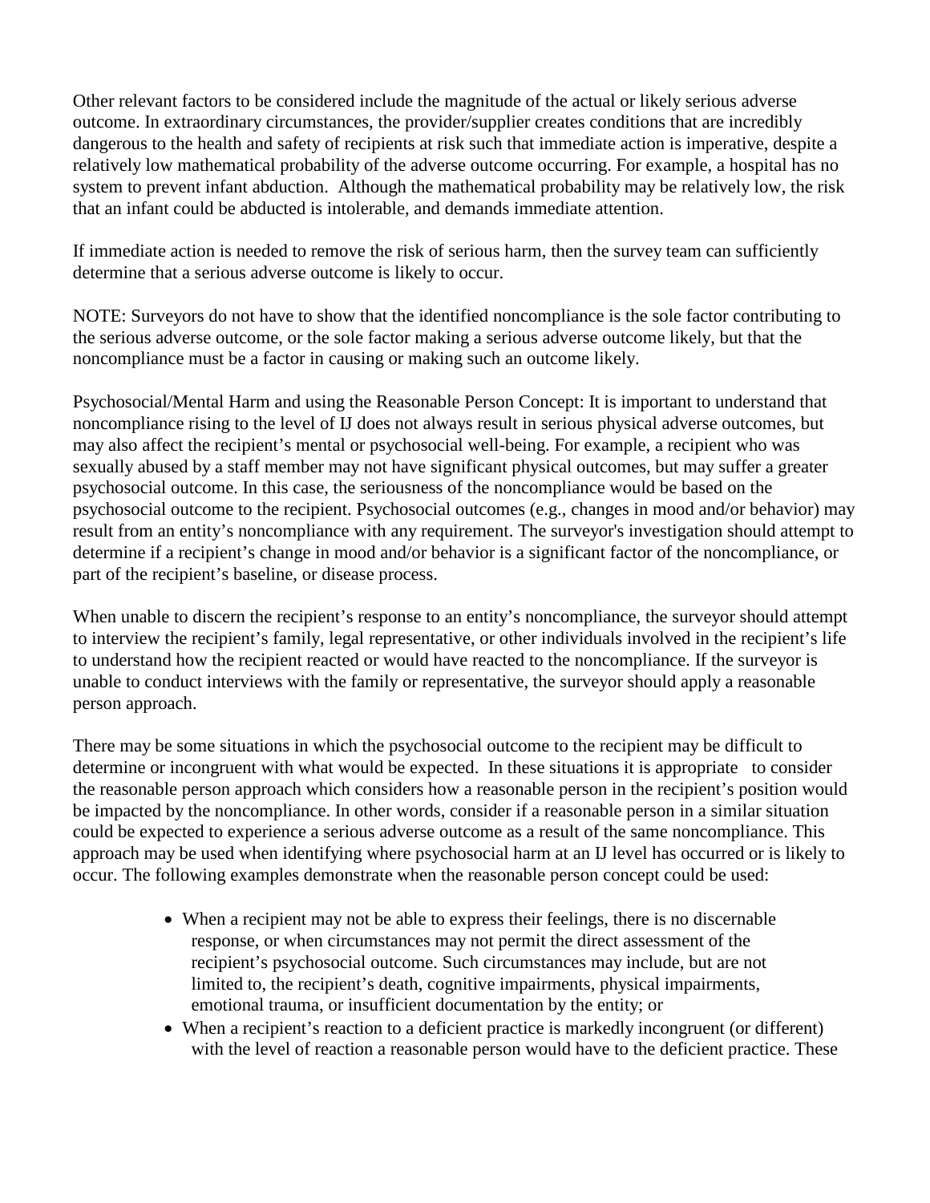Other relevant factors to be considered include the magnitude of the actual or likely serious adverse outcome. In extraordinary circumstances, the provider/supplier creates conditions that are incredibly dangerous to the health and safety of recipients at risk such that immediate action is imperative, despite a relatively low mathematical probability of the adverse outcome occurring. For example, a hospital has no system to prevent infant abduction. Although the mathematical probability may be relatively low, the risk that an infant could be abducted is intolerable, and demands immediate attention.

If immediate action is needed to remove the risk of serious harm, then the survey team can sufficiently determine that a serious adverse outcome is likely to occur.

NOTE: Surveyors do not have to show that the identified noncompliance is the sole factor contributing to the serious adverse outcome, or the sole factor making a serious adverse outcome likely, but that the noncompliance must be a factor in causing or making such an outcome likely.

Psychosocial/Mental Harm and using the Reasonable Person Concept: It is important to understand that noncompliance rising to the level of IJ does not always result in serious physical adverse outcomes, but may also affect the recipient's mental or psychosocial well-being. For example, a recipient who was sexually abused by a staff member may not have significant physical outcomes, but may suffer a greater psychosocial outcome. In this case, the seriousness of the noncompliance would be based on the psychosocial outcome to the recipient. Psychosocial outcomes (e.g., changes in mood and/or behavior) may result from an entity's noncompliance with any requirement. The surveyor's investigation should attempt to determine if a recipient's change in mood and/or behavior is a significant factor of the noncompliance, or part of the recipient's baseline, or disease process.

When unable to discern the recipient's response to an entity's noncompliance, the surveyor should attempt to interview the recipient's family, legal representative, or other individuals involved in the recipient's life to understand how the recipient reacted or would have reacted to the noncompliance. If the surveyor is unable to conduct interviews with the family or representative, the surveyor should apply a reasonable person approach.

There may be some situations in which the psychosocial outcome to the recipient may be difficult to determine or incongruent with what would be expected. In these situations it is appropriate to consider the reasonable person approach which considers how a reasonable person in the recipient's position would be impacted by the noncompliance. In other words, consider if a reasonable person in a similar situation could be expected to experience a serious adverse outcome as a result of the same noncompliance. This approach may be used when identifying where psychosocial harm at an IJ level has occurred or is likely to occur. The following examples demonstrate when the reasonable person concept could be used:

- When a recipient may not be able to express their feelings, there is no discernable response, or when circumstances may not permit the direct assessment of the recipient's psychosocial outcome. Such circumstances may include, but are not limited to, the recipient's death, cognitive impairments, physical impairments, emotional trauma, or insufficient documentation by the entity; or
- When a recipient's reaction to a deficient practice is markedly incongruent (or different) with the level of reaction a reasonable person would have to the deficient practice. These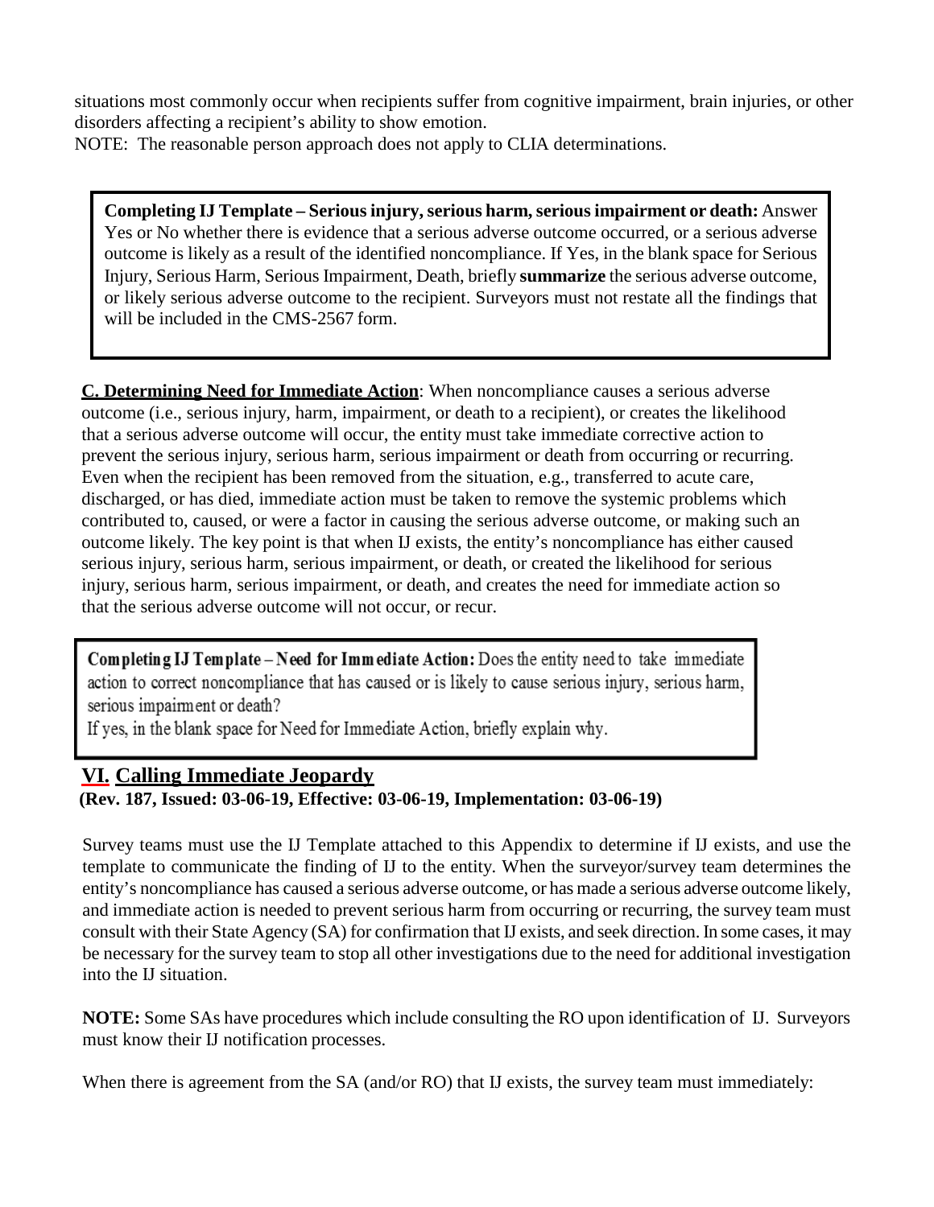situations most commonly occur when recipients suffer from cognitive impairment, brain injuries, or other disorders affecting a recipient's ability to show emotion.

NOTE: The reasonable person approach does not apply to CLIA determinations.

> **Completing IJ Template – Serious injury, serious harm, serious impairment or death:** Answer Yes or No whether there is evidence that a serious adverse outcome occurred, or a serious adverse outcome is likely as a result of the identified noncompliance. If Yes, in the blank space for Serious Injury, Serious Harm, Serious Impairment, Death, briefly **summarize** the serious adverse outcome, or likely serious adverse outcome to the recipient. Surveyors must not restate all the findings that will be included in the CMS-2567 form.

**C. Determining Need for Immediate Action**: When noncompliance causes a serious adverse outcome (i.e., serious injury, harm, impairment, or death to a recipient), or creates the likelihood that a serious adverse outcome will occur, the entity must take immediate corrective action to prevent the serious injury, serious harm, serious impairment or death from occurring or recurring. Even when the recipient has been removed from the situation, e.g., transferred to acute care, discharged, or has died, immediate action must be taken to remove the systemic problems which contributed to, caused, or were a factor in causing the serious adverse outcome, or making such an outcome likely. The key point is that when IJ exists, the entity's noncompliance has either caused serious injury, serious harm, serious impairment, or death, or created the likelihood for serious injury, serious harm, serious impairment, or death, and creates the need for immediate action so that the serious adverse outcome will not occur, or recur.

> **Completing IJ Template – Need for Immediate Action:** Does the entity need to take immediate action to correct noncompliance that has caused or is likely to cause serious injury, serious harm, serious impairment or death?
> If yes, in the blank space for Need for Immediate Action, briefly explain why.

## VI. Calling Immediate Jeopardy

**(Rev. 187, Issued: 03-06-19, Effective: 03-06-19, Implementation: 03-06-19)**

Survey teams must use the IJ Template attached to this Appendix to determine if IJ exists, and use the template to communicate the finding of IJ to the entity. When the surveyor/survey team determines the entity's noncompliance has caused a serious adverse outcome, or has made a serious adverse outcome likely, and immediate action is needed to prevent serious harm from occurring or recurring, the survey team must consult with their State Agency (SA) for confirmation that IJ exists, and seek direction. In some cases, it may be necessary for the survey team to stop all other investigations due to the need for additional investigation into the IJ situation.

**NOTE:** Some SAs have procedures which include consulting the RO upon identification of IJ. Surveyors must know their IJ notification processes.

When there is agreement from the SA (and/or RO) that IJ exists, the survey team must immediately: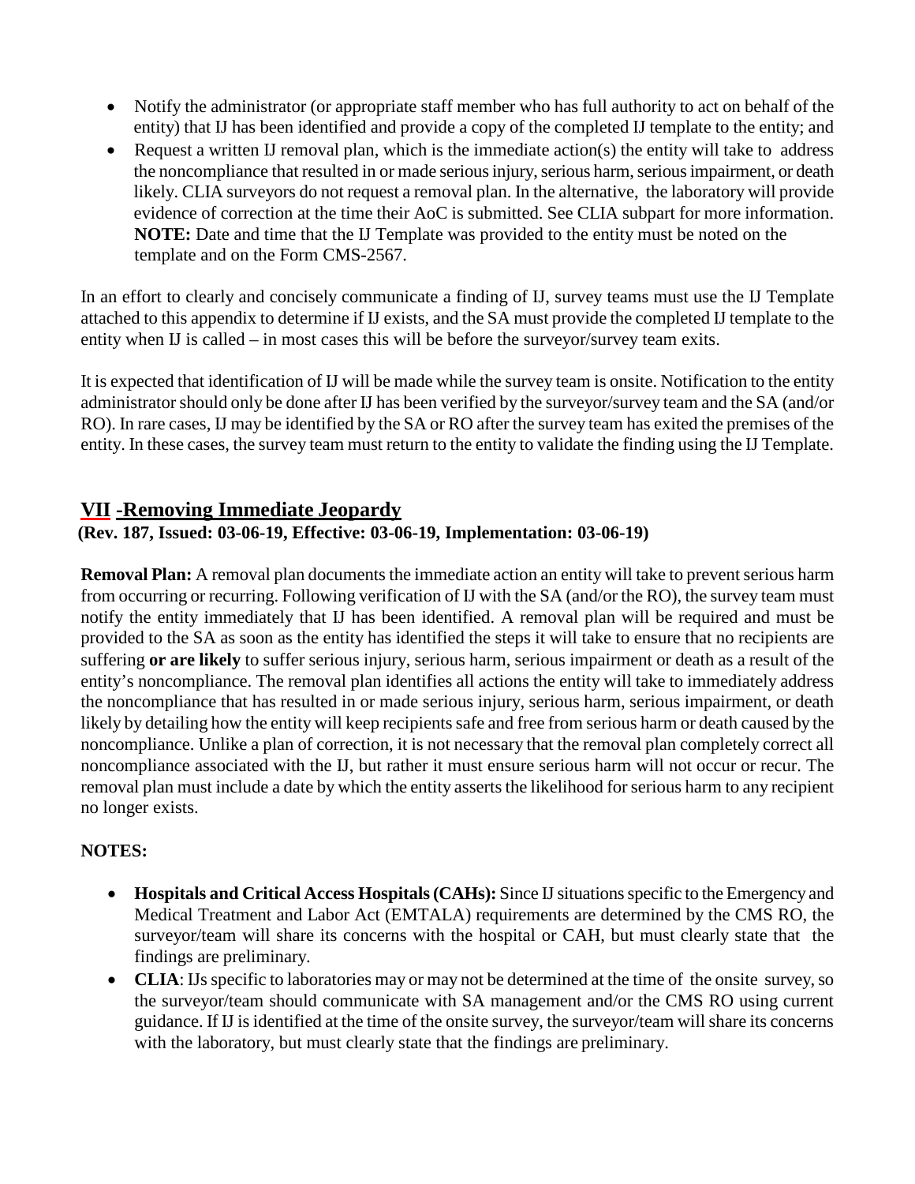- Notify the administrator (or appropriate staff member who has full authority to act on behalf of the entity) that IJ has been identified and provide a copy of the completed IJ template to the entity; and
- Request a written IJ removal plan, which is the immediate action(s) the entity will take to address the noncompliance that resulted in or made serious injury, serious harm, serious impairment, or death likely. CLIA surveyors do not request a removal plan. In the alternative, the laboratory will provide evidence of correction at the time their AoC is submitted. See CLIA subpart for more information. **NOTE:** Date and time that the IJ Template was provided to the entity must be noted on the template and on the Form CMS-2567.

In an effort to clearly and concisely communicate a finding of IJ, survey teams must use the IJ Template attached to this appendix to determine if IJ exists, and the SA must provide the completed IJ template to the entity when IJ is called – in most cases this will be before the surveyor/survey team exits.

It is expected that identification of IJ will be made while the survey team is onsite. Notification to the entity administrator should only be done after IJ has been verified by the surveyor/survey team and the SA (and/or RO). In rare cases, IJ may be identified by the SA or RO after the survey team has exited the premises of the entity. In these cases, the survey team must return to the entity to validate the finding using the IJ Template.

## VII -Removing Immediate Jeopardy

**(Rev. 187, Issued: 03-06-19, Effective: 03-06-19, Implementation: 03-06-19)**

**Removal Plan:** A removal plan documents the immediate action an entity will take to prevent serious harm from occurring or recurring. Following verification of IJ with the SA (and/or the RO), the survey team must notify the entity immediately that IJ has been identified. A removal plan will be required and must be provided to the SA as soon as the entity has identified the steps it will take to ensure that no recipients are suffering **or are likely** to suffer serious injury, serious harm, serious impairment or death as a result of the entity's noncompliance. The removal plan identifies all actions the entity will take to immediately address the noncompliance that has resulted in or made serious injury, serious harm, serious impairment, or death likely by detailing how the entity will keep recipients safe and free from serious harm or death caused by the noncompliance. Unlike a plan of correction, it is not necessary that the removal plan completely correct all noncompliance associated with the IJ, but rather it must ensure serious harm will not occur or recur. The removal plan must include a date by which the entity asserts the likelihood for serious harm to any recipient no longer exists.

**NOTES:**

- **Hospitals and Critical Access Hospitals (CAHs):** Since IJ situations specific to the Emergency and Medical Treatment and Labor Act (EMTALA) requirements are determined by the CMS RO, the surveyor/team will share its concerns with the hospital or CAH, but must clearly state that the findings are preliminary.
- **CLIA**: IJs specific to laboratories may or may not be determined at the time of the onsite survey, so the surveyor/team should communicate with SA management and/or the CMS RO using current guidance. If IJ is identified at the time of the onsite survey, the surveyor/team will share its concerns with the laboratory, but must clearly state that the findings are preliminary.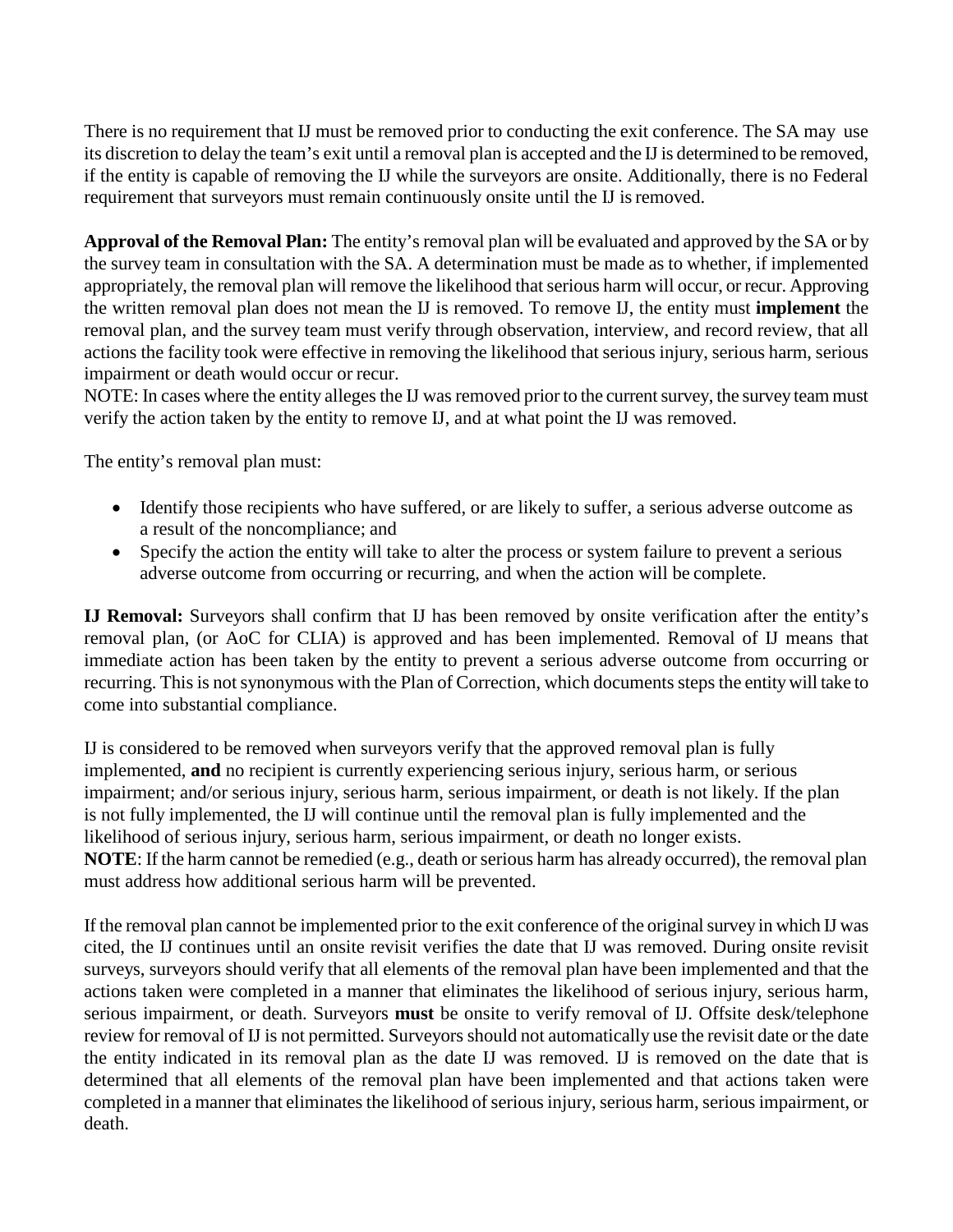There is no requirement that IJ must be removed prior to conducting the exit conference. The SA may use its discretion to delay the team's exit until a removal plan is accepted and the IJ is determined to be removed, if the entity is capable of removing the IJ while the surveyors are onsite. Additionally, there is no Federal requirement that surveyors must remain continuously onsite until the IJ is removed.

**Approval of the Removal Plan:** The entity's removal plan will be evaluated and approved by the SA or by the survey team in consultation with the SA. A determination must be made as to whether, if implemented appropriately, the removal plan will remove the likelihood that serious harm will occur, or recur. Approving the written removal plan does not mean the IJ is removed. To remove IJ, the entity must **implement** the removal plan, and the survey team must verify through observation, interview, and record review, that all actions the facility took were effective in removing the likelihood that serious injury, serious harm, serious impairment or death would occur or recur.
NOTE: In cases where the entity alleges the IJ was removed prior to the current survey, the survey team must verify the action taken by the entity to remove IJ, and at what point the IJ was removed.

The entity's removal plan must:

- Identify those recipients who have suffered, or are likely to suffer, a serious adverse outcome as a result of the noncompliance; and
- Specify the action the entity will take to alter the process or system failure to prevent a serious adverse outcome from occurring or recurring, and when the action will be complete.

**IJ Removal:** Surveyors shall confirm that IJ has been removed by onsite verification after the entity's removal plan, (or AoC for CLIA) is approved and has been implemented. Removal of IJ means that immediate action has been taken by the entity to prevent a serious adverse outcome from occurring or recurring. This is not synonymous with the Plan of Correction, which documents steps the entity will take to come into substantial compliance.

IJ is considered to be removed when surveyors verify that the approved removal plan is fully implemented, **and** no recipient is currently experiencing serious injury, serious harm, or serious impairment; and/or serious injury, serious harm, serious impairment, or death is not likely. If the plan is not fully implemented, the IJ will continue until the removal plan is fully implemented and the likelihood of serious injury, serious harm, serious impairment, or death no longer exists.
**NOTE**: If the harm cannot be remedied (e.g., death or serious harm has already occurred), the removal plan must address how additional serious harm will be prevented.

If the removal plan cannot be implemented prior to the exit conference of the original survey in which IJ was cited, the IJ continues until an onsite revisit verifies the date that IJ was removed. During onsite revisit surveys, surveyors should verify that all elements of the removal plan have been implemented and that the actions taken were completed in a manner that eliminates the likelihood of serious injury, serious harm, serious impairment, or death. Surveyors **must** be onsite to verify removal of IJ. Offsite desk/telephone review for removal of IJ is not permitted. Surveyors should not automatically use the revisit date or the date the entity indicated in its removal plan as the date IJ was removed. IJ is removed on the date that is determined that all elements of the removal plan have been implemented and that actions taken were completed in a manner that eliminates the likelihood of serious injury, serious harm, serious impairment, or death.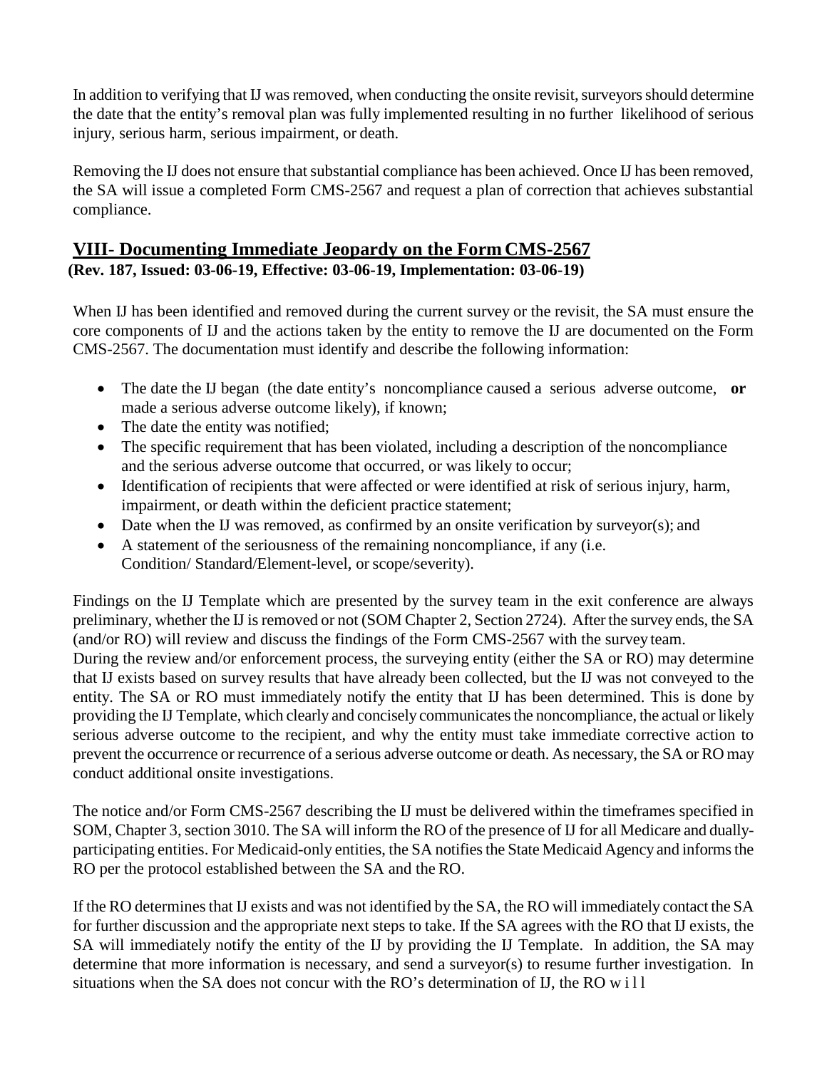In addition to verifying that IJ was removed, when conducting the onsite revisit, surveyors should determine the date that the entity's removal plan was fully implemented resulting in no further likelihood of serious injury, serious harm, serious impairment, or death.

Removing the IJ does not ensure that substantial compliance has been achieved. Once IJ has been removed, the SA will issue a completed Form CMS-2567 and request a plan of correction that achieves substantial compliance.

## VIII- Documenting Immediate Jeopardy on the Form CMS-2567

**(Rev. 187, Issued: 03-06-19, Effective: 03-06-19, Implementation: 03-06-19)**

When IJ has been identified and removed during the current survey or the revisit, the SA must ensure the core components of IJ and the actions taken by the entity to remove the IJ are documented on the Form CMS-2567. The documentation must identify and describe the following information:

- The date the IJ began (the date entity's noncompliance caused a serious adverse outcome, **or** made a serious adverse outcome likely), if known;
- The date the entity was notified;
- The specific requirement that has been violated, including a description of the noncompliance and the serious adverse outcome that occurred, or was likely to occur;
- Identification of recipients that were affected or were identified at risk of serious injury, harm, impairment, or death within the deficient practice statement;
- Date when the IJ was removed, as confirmed by an onsite verification by surveyor(s); and
- A statement of the seriousness of the remaining noncompliance, if any (i.e. Condition/ Standard/Element-level, or scope/severity).

Findings on the IJ Template which are presented by the survey team in the exit conference are always preliminary, whether the IJ is removed or not (SOM Chapter 2, Section 2724). After the survey ends, the SA (and/or RO) will review and discuss the findings of the Form CMS-2567 with the survey team.
During the review and/or enforcement process, the surveying entity (either the SA or RO) may determine that IJ exists based on survey results that have already been collected, but the IJ was not conveyed to the entity. The SA or RO must immediately notify the entity that IJ has been determined. This is done by providing the IJ Template, which clearly and concisely communicates the noncompliance, the actual or likely serious adverse outcome to the recipient, and why the entity must take immediate corrective action to prevent the occurrence or recurrence of a serious adverse outcome or death. As necessary, the SA or RO may conduct additional onsite investigations.

The notice and/or Form CMS-2567 describing the IJ must be delivered within the timeframes specified in SOM, Chapter 3, section 3010. The SA will inform the RO of the presence of IJ for all Medicare and dually-participating entities. For Medicaid-only entities, the SA notifies the State Medicaid Agency and informs the RO per the protocol established between the SA and the RO.

If the RO determines that IJ exists and was not identified by the SA, the RO will immediately contact the SA for further discussion and the appropriate next steps to take. If the SA agrees with the RO that IJ exists, the SA will immediately notify the entity of the IJ by providing the IJ Template. In addition, the SA may determine that more information is necessary, and send a surveyor(s) to resume further investigation. In situations when the SA does not concur with the RO's determination of IJ, the RO will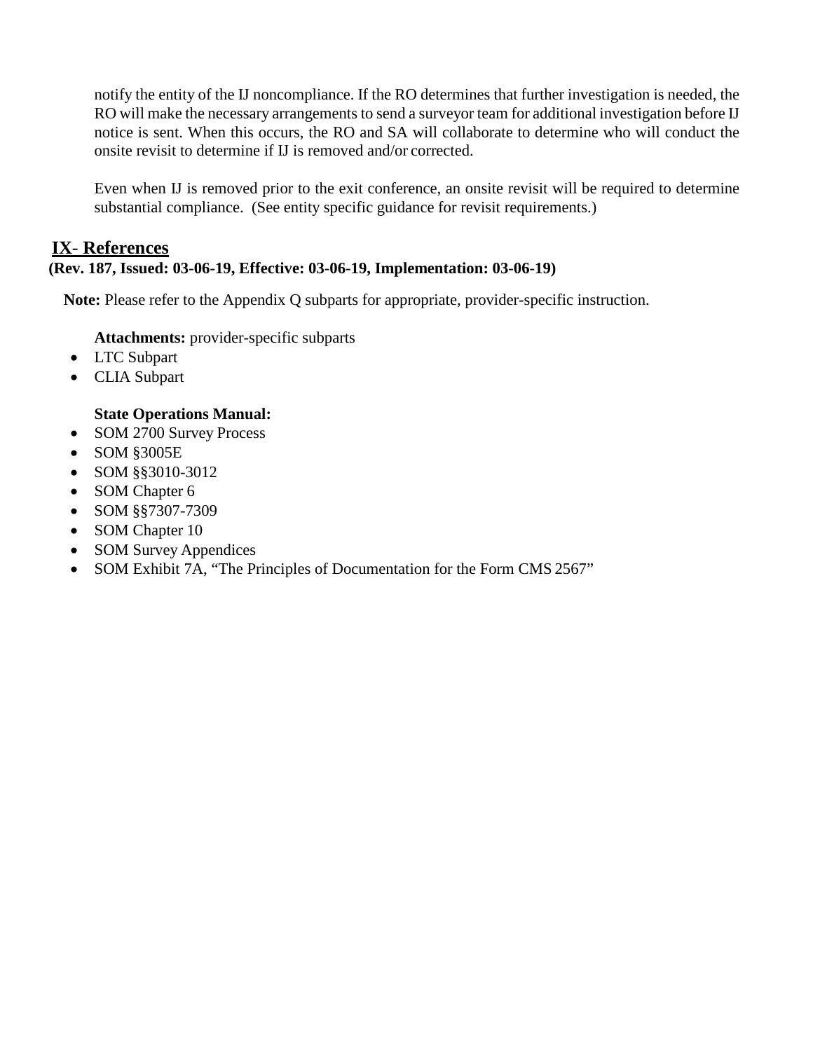notify the entity of the IJ noncompliance. If the RO determines that further investigation is needed, the RO will make the necessary arrangements to send a surveyor team for additional investigation before IJ notice is sent. When this occurs, the RO and SA will collaborate to determine who will conduct the onsite revisit to determine if IJ is removed and/or corrected.

Even when IJ is removed prior to the exit conference, an onsite revisit will be required to determine substantial compliance. (See entity specific guidance for revisit requirements.)

## IX- References

**(Rev. 187, Issued: 03-06-19, Effective: 03-06-19, Implementation: 03-06-19)**

**Note:** Please refer to the Appendix Q subparts for appropriate, provider-specific instruction.

**Attachments:** provider-specific subparts

- LTC Subpart
- CLIA Subpart

**State Operations Manual:**

- SOM 2700 Survey Process
- SOM §3005E
- SOM §§3010-3012
- SOM Chapter 6
- SOM §§7307-7309
- SOM Chapter 10
- SOM Survey Appendices
- SOM Exhibit 7A, "The Principles of Documentation for the Form CMS 2567"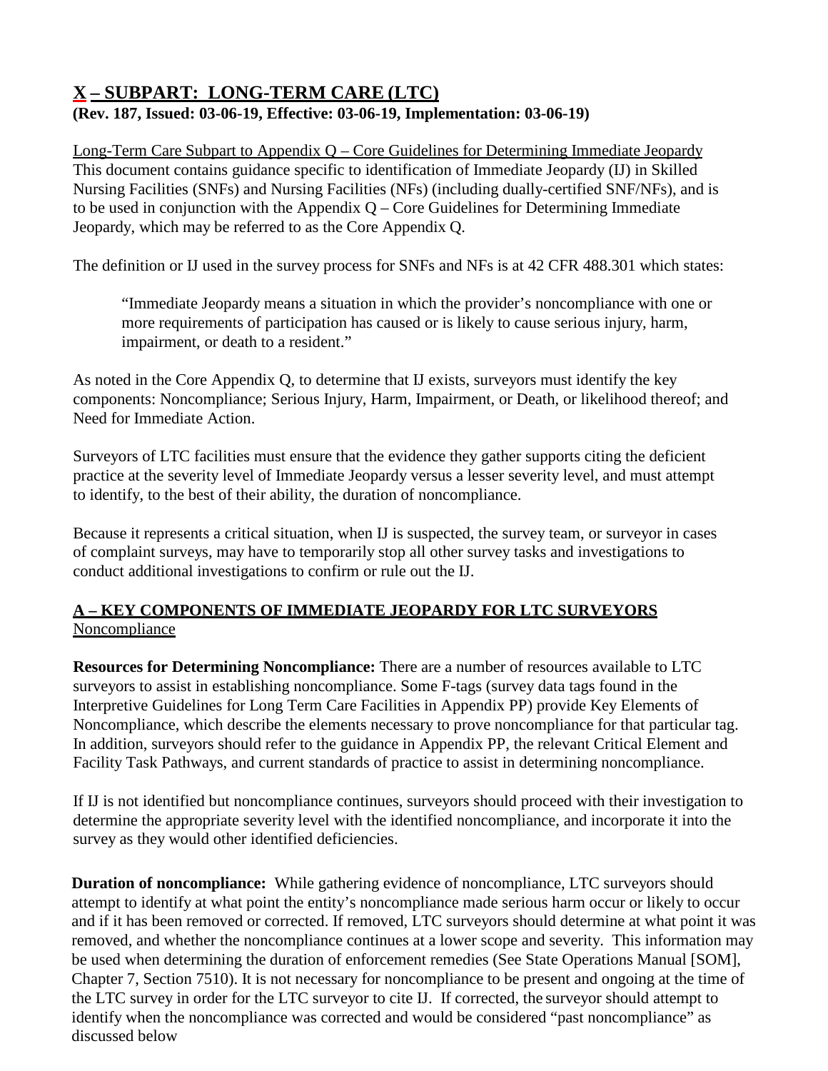# X – SUBPART: LONG-TERM CARE (LTC)

**(Rev. 187, Issued: 03-06-19, Effective: 03-06-19, Implementation: 03-06-19)**

Long-Term Care Subpart to Appendix Q – Core Guidelines for Determining Immediate Jeopardy

This document contains guidance specific to identification of Immediate Jeopardy (IJ) in Skilled Nursing Facilities (SNFs) and Nursing Facilities (NFs) (including dually-certified SNF/NFs), and is to be used in conjunction with the Appendix Q – Core Guidelines for Determining Immediate Jeopardy, which may be referred to as the Core Appendix Q.

The definition or IJ used in the survey process for SNFs and NFs is at 42 CFR 488.301 which states:

> "Immediate Jeopardy means a situation in which the provider's noncompliance with one or more requirements of participation has caused or is likely to cause serious injury, harm, impairment, or death to a resident."

As noted in the Core Appendix Q, to determine that IJ exists, surveyors must identify the key components: Noncompliance; Serious Injury, Harm, Impairment, or Death, or likelihood thereof; and Need for Immediate Action.

Surveyors of LTC facilities must ensure that the evidence they gather supports citing the deficient practice at the severity level of Immediate Jeopardy versus a lesser severity level, and must attempt to identify, to the best of their ability, the duration of noncompliance.

Because it represents a critical situation, when IJ is suspected, the survey team, or surveyor in cases of complaint surveys, may have to temporarily stop all other survey tasks and investigations to conduct additional investigations to confirm or rule out the IJ.

## A – KEY COMPONENTS OF IMMEDIATE JEOPARDY FOR LTC SURVEYORS

Noncompliance

**Resources for Determining Noncompliance:** There are a number of resources available to LTC surveyors to assist in establishing noncompliance. Some F-tags (survey data tags found in the Interpretive Guidelines for Long Term Care Facilities in Appendix PP) provide Key Elements of Noncompliance, which describe the elements necessary to prove noncompliance for that particular tag. In addition, surveyors should refer to the guidance in Appendix PP, the relevant Critical Element and Facility Task Pathways, and current standards of practice to assist in determining noncompliance.

If IJ is not identified but noncompliance continues, surveyors should proceed with their investigation to determine the appropriate severity level with the identified noncompliance, and incorporate it into the survey as they would other identified deficiencies.

**Duration of noncompliance:** While gathering evidence of noncompliance, LTC surveyors should attempt to identify at what point the entity's noncompliance made serious harm occur or likely to occur and if it has been removed or corrected. If removed, LTC surveyors should determine at what point it was removed, and whether the noncompliance continues at a lower scope and severity. This information may be used when determining the duration of enforcement remedies (See State Operations Manual [SOM], Chapter 7, Section 7510). It is not necessary for noncompliance to be present and ongoing at the time of the LTC survey in order for the LTC surveyor to cite IJ. If corrected, the surveyor should attempt to identify when the noncompliance was corrected and would be considered "past noncompliance" as discussed below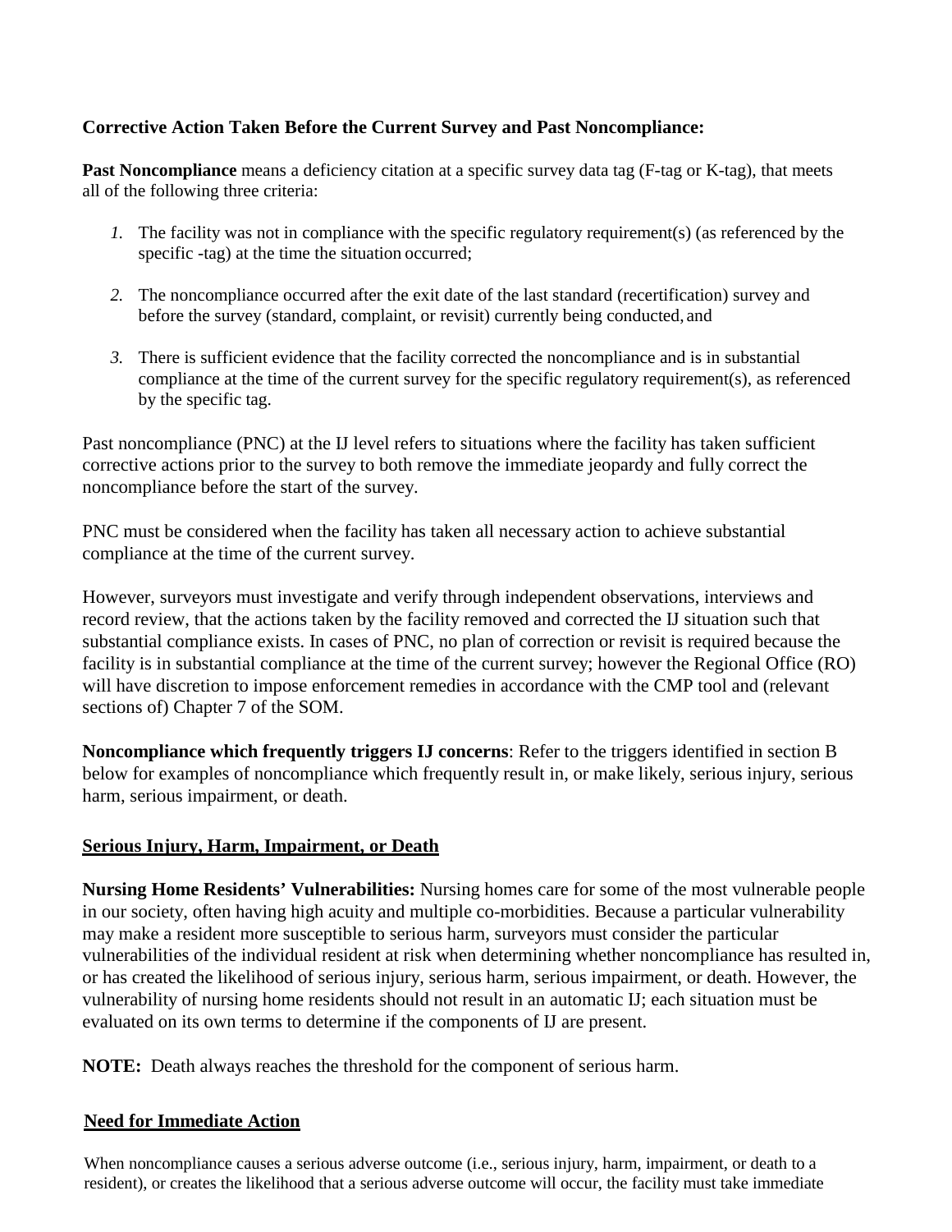**Corrective Action Taken Before the Current Survey and Past Noncompliance:**

**Past Noncompliance** means a deficiency citation at a specific survey data tag (F-tag or K-tag), that meets all of the following three criteria:

1. The facility was not in compliance with the specific regulatory requirement(s) (as referenced by the specific -tag) at the time the situation occurred;
2. The noncompliance occurred after the exit date of the last standard (recertification) survey and before the survey (standard, complaint, or revisit) currently being conducted, and
3. There is sufficient evidence that the facility corrected the noncompliance and is in substantial compliance at the time of the current survey for the specific regulatory requirement(s), as referenced by the specific tag.

Past noncompliance (PNC) at the IJ level refers to situations where the facility has taken sufficient corrective actions prior to the survey to both remove the immediate jeopardy and fully correct the noncompliance before the start of the survey.

PNC must be considered when the facility has taken all necessary action to achieve substantial compliance at the time of the current survey.

However, surveyors must investigate and verify through independent observations, interviews and record review, that the actions taken by the facility removed and corrected the IJ situation such that substantial compliance exists. In cases of PNC, no plan of correction or revisit is required because the facility is in substantial compliance at the time of the current survey; however the Regional Office (RO) will have discretion to impose enforcement remedies in accordance with the CMP tool and (relevant sections of) Chapter 7 of the SOM.

**Noncompliance which frequently triggers IJ concerns**: Refer to the triggers identified in section B below for examples of noncompliance which frequently result in, or make likely, serious injury, serious harm, serious impairment, or death.

## Serious Injury, Harm, Impairment, or Death

**Nursing Home Residents' Vulnerabilities:** Nursing homes care for some of the most vulnerable people in our society, often having high acuity and multiple co-morbidities. Because a particular vulnerability may make a resident more susceptible to serious harm, surveyors must consider the particular vulnerabilities of the individual resident at risk when determining whether noncompliance has resulted in, or has created the likelihood of serious injury, serious harm, serious impairment, or death. However, the vulnerability of nursing home residents should not result in an automatic IJ; each situation must be evaluated on its own terms to determine if the components of IJ are present.

**NOTE:** Death always reaches the threshold for the component of serious harm.

## Need for Immediate Action

When noncompliance causes a serious adverse outcome (i.e., serious injury, harm, impairment, or death to a resident), or creates the likelihood that a serious adverse outcome will occur, the facility must take immediate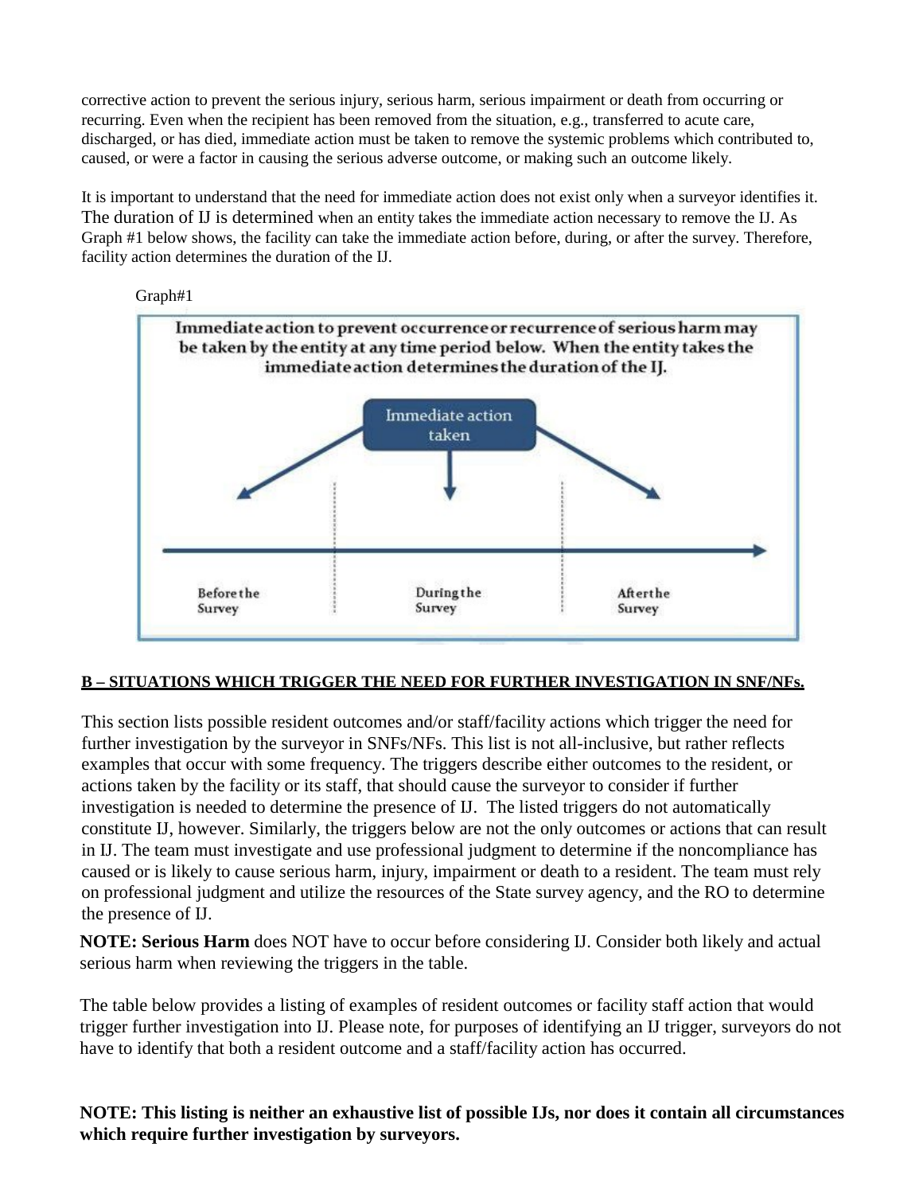corrective action to prevent the serious injury, serious harm, serious impairment or death from occurring or recurring. Even when the recipient has been removed from the situation, e.g., transferred to acute care, discharged, or has died, immediate action must be taken to remove the systemic problems which contributed to, caused, or were a factor in causing the serious adverse outcome, or making such an outcome likely.

It is important to understand that the need for immediate action does not exist only when a surveyor identifies it. The duration of IJ is determined when an entity takes the immediate action necessary to remove the IJ. As Graph #1 below shows, the facility can take the immediate action before, during, or after the survey. Therefore, facility action determines the duration of the IJ.

Graph#1

Immediate action to prevent occurrence or recurrence of serious harm may be taken by the entity at any time period below. When the entity takes the immediate action determines the duration of the IJ.

Immediate action taken

Before the Survey | During the Survey | After the Survey

**B – SITUATIONS WHICH TRIGGER THE NEED FOR FURTHER INVESTIGATION IN SNF/NFs.**

This section lists possible resident outcomes and/or staff/facility actions which trigger the need for further investigation by the surveyor in SNFs/NFs. This list is not all-inclusive, but rather reflects examples that occur with some frequency. The triggers describe either outcomes to the resident, or actions taken by the facility or its staff, that should cause the surveyor to consider if further investigation is needed to determine the presence of IJ. The listed triggers do not automatically constitute IJ, however. Similarly, the triggers below are not the only outcomes or actions that can result in IJ. The team must investigate and use professional judgment to determine if the noncompliance has caused or is likely to cause serious harm, injury, impairment or death to a resident. The team must rely on professional judgment and utilize the resources of the State survey agency, and the RO to determine the presence of IJ.

**NOTE: Serious Harm** does NOT have to occur before considering IJ. Consider both likely and actual serious harm when reviewing the triggers in the table.

The table below provides a listing of examples of resident outcomes or facility staff action that would trigger further investigation into IJ. Please note, for purposes of identifying an IJ trigger, surveyors do not have to identify that both a resident outcome and a staff/facility action has occurred.

**NOTE: This listing is neither an exhaustive list of possible IJs, nor does it contain all circumstances which require further investigation by surveyors.**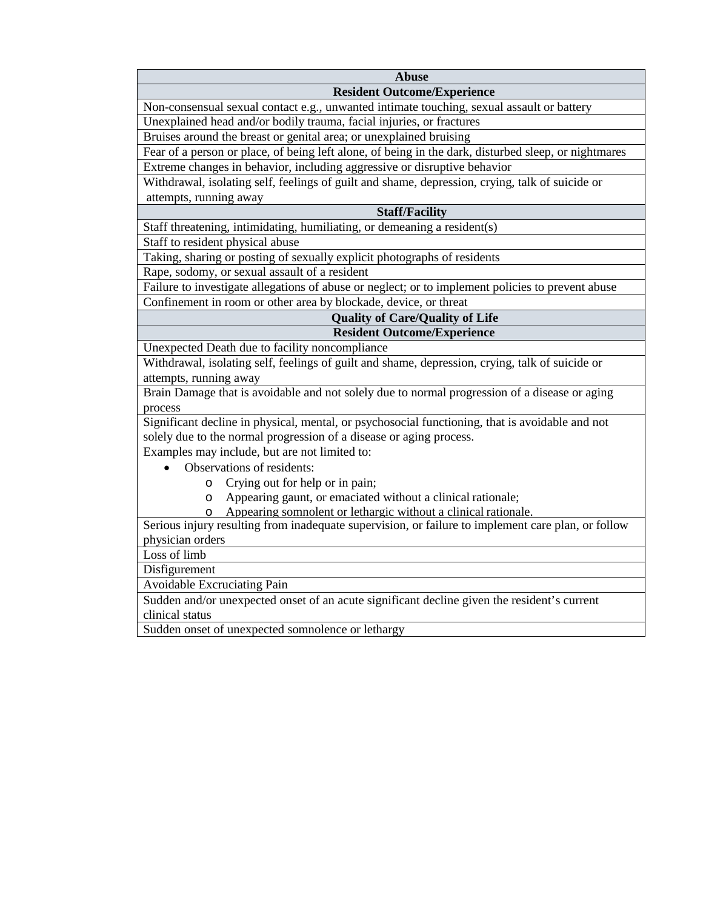| Abuse |
|---|
| **Resident Outcome/Experience** |
| Non-consensual sexual contact e.g., unwanted intimate touching, sexual assault or battery |
| Unexplained head and/or bodily trauma, facial injuries, or fractures |
| Bruises around the breast or genital area; or unexplained bruising |
| Fear of a person or place, of being left alone, of being in the dark, disturbed sleep, or nightmares |
| Extreme changes in behavior, including aggressive or disruptive behavior |
| Withdrawal, isolating self, feelings of guilt and shame, depression, crying, talk of suicide or attempts, running away |
| **Staff/Facility** |
| Staff threatening, intimidating, humiliating, or demeaning a resident(s) |
| Staff to resident physical abuse |
| Taking, sharing or posting of sexually explicit photographs of residents |
| Rape, sodomy, or sexual assault of a resident |
| Failure to investigate allegations of abuse or neglect; or to implement policies to prevent abuse |
| Confinement in room or other area by blockade, device, or threat |
| **Quality of Care/Quality of Life** |
| **Resident Outcome/Experience** |
| Unexpected Death due to facility noncompliance |
| Withdrawal, isolating self, feelings of guilt and shame, depression, crying, talk of suicide or attempts, running away |
| Brain Damage that is avoidable and not solely due to normal progression of a disease or aging process |
| Significant decline in physical, mental, or psychosocial functioning, that is avoidable and not solely due to the normal progression of a disease or aging process.<br>Examples may include, but are not limited to:<br>• Observations of residents:<br>&nbsp;&nbsp;&nbsp;&nbsp;o Crying out for help or in pain;<br>&nbsp;&nbsp;&nbsp;&nbsp;o Appearing gaunt, or emaciated without a clinical rationale;<br>&nbsp;&nbsp;&nbsp;&nbsp;o Appearing somnolent or lethargic without a clinical rationale. |
| Serious injury resulting from inadequate supervision, or failure to implement care plan, or follow physician orders |
| Loss of limb |
| Disfigurement |
| Avoidable Excruciating Pain |
| Sudden and/or unexpected onset of an acute significant decline given the resident's current clinical status |
| Sudden onset of unexpected somnolence or lethargy |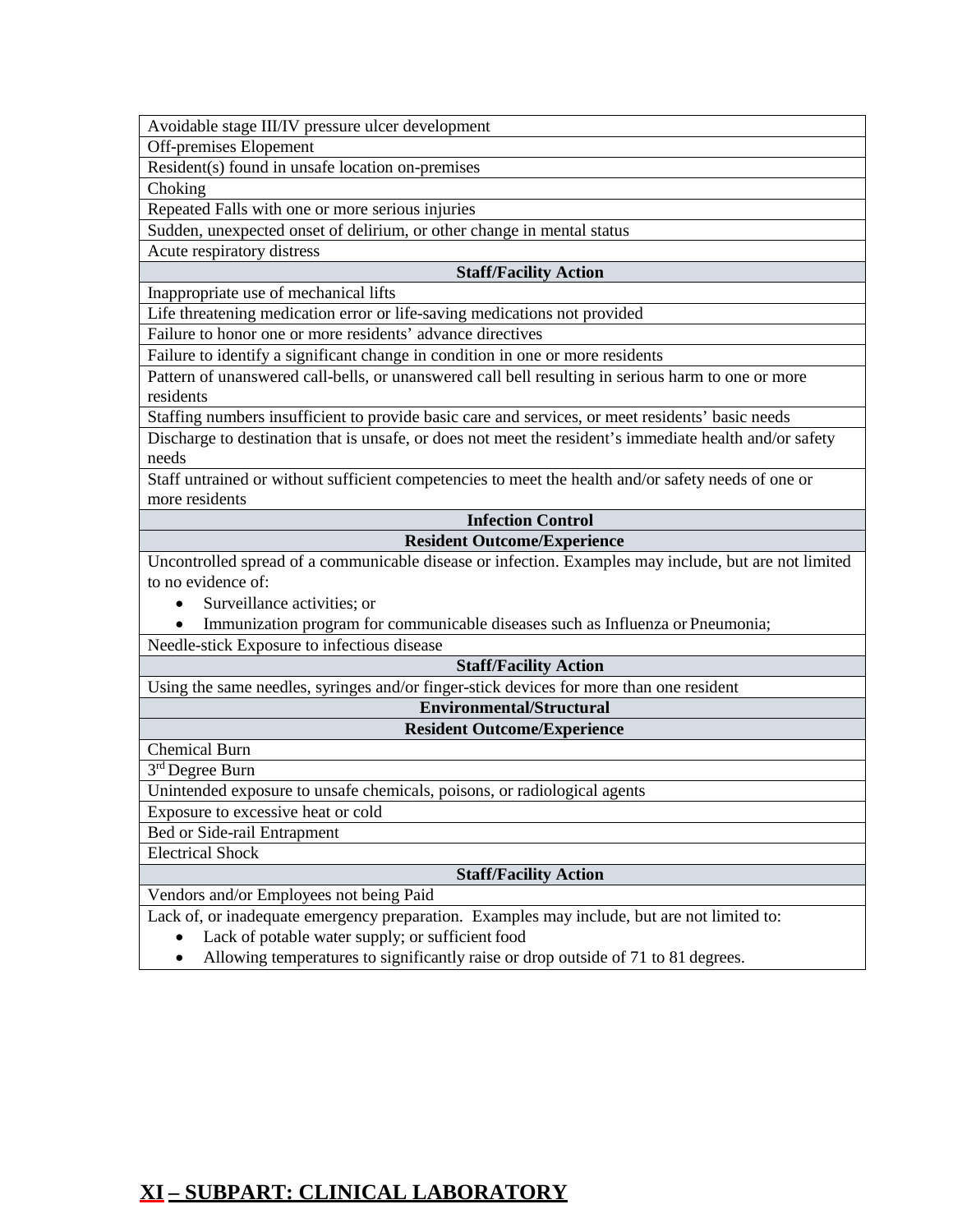| Avoidable stage III/IV pressure ulcer development |
| --- |
| Off-premises Elopement |
| Resident(s) found in unsafe location on-premises |
| Choking |
| Repeated Falls with one or more serious injuries |
| Sudden, unexpected onset of delirium, or other change in mental status |
| Acute respiratory distress |
| **Staff/Facility Action** |
| Inappropriate use of mechanical lifts |
| Life threatening medication error or life-saving medications not provided |
| Failure to honor one or more residents' advance directives |
| Failure to identify a significant change in condition in one or more residents |
| Pattern of unanswered call-bells, or unanswered call bell resulting in serious harm to one or more residents |
| Staffing numbers insufficient to provide basic care and services, or meet residents' basic needs |
| Discharge to destination that is unsafe, or does not meet the resident's immediate health and/or safety needs |
| Staff untrained or without sufficient competencies to meet the health and/or safety needs of one or more residents |
| **Infection Control** |
| **Resident Outcome/Experience** |
| Uncontrolled spread of a communicable disease or infection. Examples may include, but are not limited to no evidence of: • Surveillance activities; or • Immunization program for communicable diseases such as Influenza or Pneumonia; |
| Needle-stick Exposure to infectious disease |
| **Staff/Facility Action** |
| Using the same needles, syringes and/or finger-stick devices for more than one resident |
| **Environmental/Structural** |
| **Resident Outcome/Experience** |
| Chemical Burn |
| 3rd Degree Burn |
| Unintended exposure to unsafe chemicals, poisons, or radiological agents |
| Exposure to excessive heat or cold |
| Bed or Side-rail Entrapment |
| Electrical Shock |
| **Staff/Facility Action** |
| Vendors and/or Employees not being Paid |
| Lack of, or inadequate emergency preparation. Examples may include, but are not limited to: • Lack of potable water supply; or sufficient food • Allowing temperatures to significantly raise or drop outside of 71 to 81 degrees. |

## XI – SUBPART: CLINICAL LABORATORY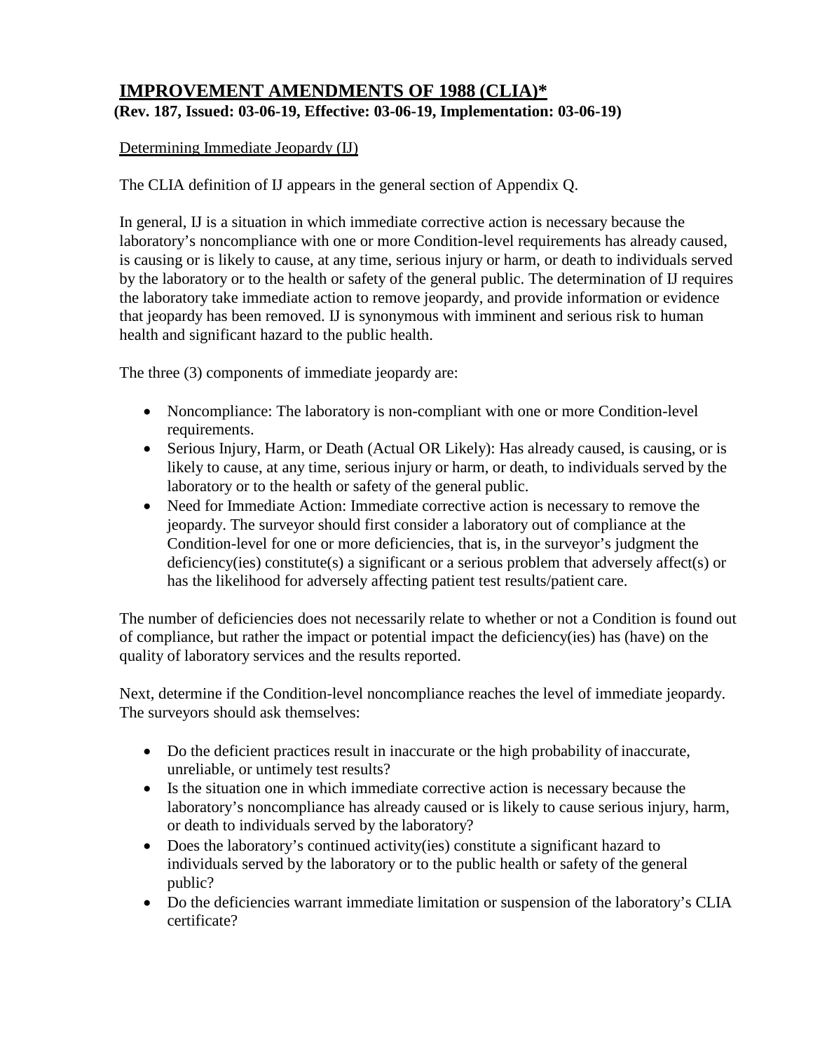## IMPROVEMENT AMENDMENTS OF 1988 (CLIA)*

**(Rev. 187, Issued: 03-06-19, Effective: 03-06-19, Implementation: 03-06-19)**

Determining Immediate Jeopardy (IJ)

The CLIA definition of IJ appears in the general section of Appendix Q.

In general, IJ is a situation in which immediate corrective action is necessary because the laboratory's noncompliance with one or more Condition-level requirements has already caused, is causing or is likely to cause, at any time, serious injury or harm, or death to individuals served by the laboratory or to the health or safety of the general public. The determination of IJ requires the laboratory take immediate action to remove jeopardy, and provide information or evidence that jeopardy has been removed. IJ is synonymous with imminent and serious risk to human health and significant hazard to the public health.

The three (3) components of immediate jeopardy are:

- Noncompliance: The laboratory is non-compliant with one or more Condition-level requirements.
- Serious Injury, Harm, or Death (Actual OR Likely): Has already caused, is causing, or is likely to cause, at any time, serious injury or harm, or death, to individuals served by the laboratory or to the health or safety of the general public.
- Need for Immediate Action: Immediate corrective action is necessary to remove the jeopardy. The surveyor should first consider a laboratory out of compliance at the Condition-level for one or more deficiencies, that is, in the surveyor's judgment the deficiency(ies) constitute(s) a significant or a serious problem that adversely affect(s) or has the likelihood for adversely affecting patient test results/patient care.

The number of deficiencies does not necessarily relate to whether or not a Condition is found out of compliance, but rather the impact or potential impact the deficiency(ies) has (have) on the quality of laboratory services and the results reported.

Next, determine if the Condition-level noncompliance reaches the level of immediate jeopardy. The surveyors should ask themselves:

- Do the deficient practices result in inaccurate or the high probability of inaccurate, unreliable, or untimely test results?
- Is the situation one in which immediate corrective action is necessary because the laboratory's noncompliance has already caused or is likely to cause serious injury, harm, or death to individuals served by the laboratory?
- Does the laboratory's continued activity(ies) constitute a significant hazard to individuals served by the laboratory or to the public health or safety of the general public?
- Do the deficiencies warrant immediate limitation or suspension of the laboratory's CLIA certificate?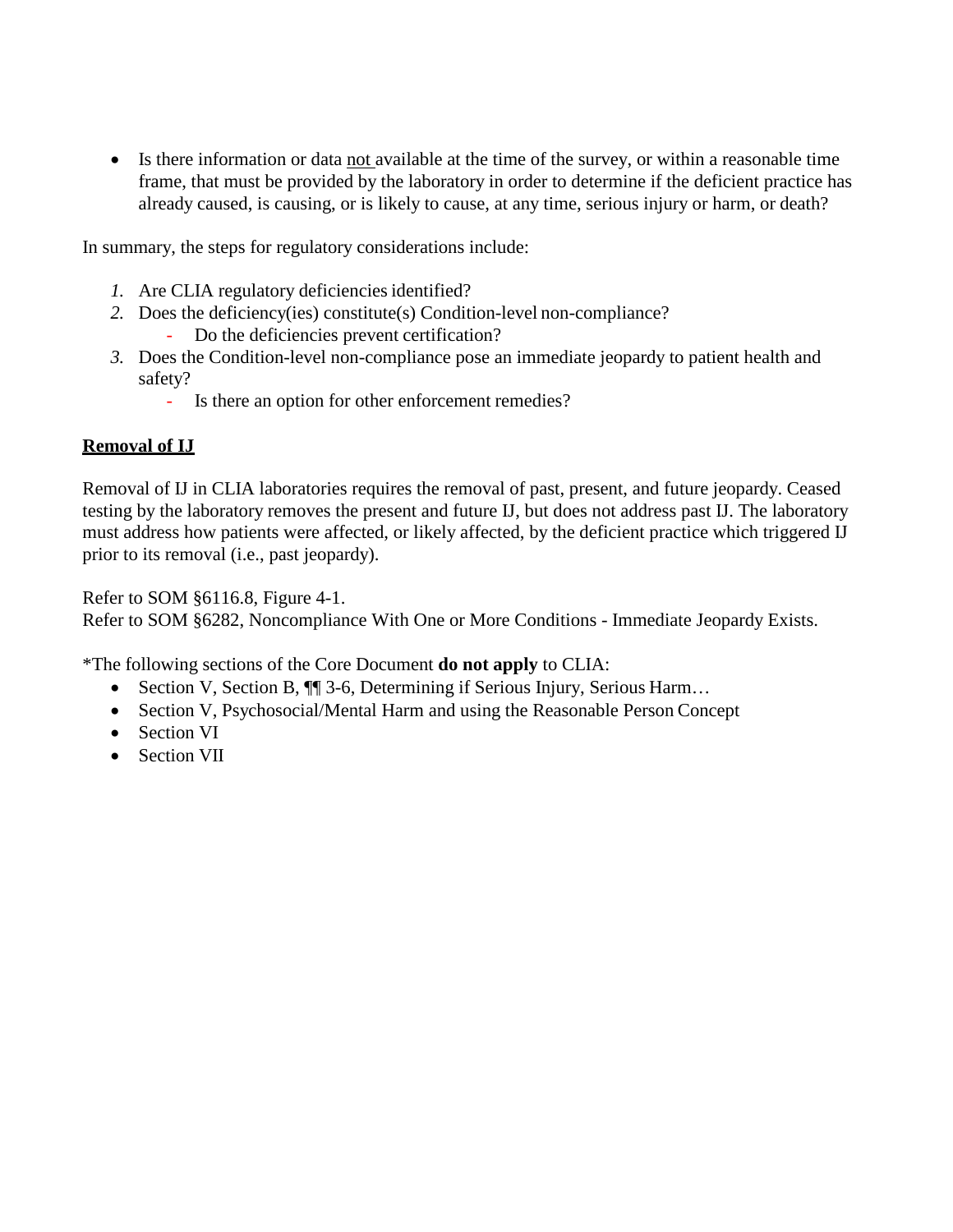- Is there information or data not available at the time of the survey, or within a reasonable time frame, that must be provided by the laboratory in order to determine if the deficient practice has already caused, is causing, or is likely to cause, at any time, serious injury or harm, or death?

In summary, the steps for regulatory considerations include:

1. Are CLIA regulatory deficiencies identified?
2. Does the deficiency(ies) constitute(s) Condition-level non-compliance?
   - Do the deficiencies prevent certification?
3. Does the Condition-level non-compliance pose an immediate jeopardy to patient health and safety?
   - Is there an option for other enforcement remedies?

**Removal of IJ**

Removal of IJ in CLIA laboratories requires the removal of past, present, and future jeopardy. Ceased testing by the laboratory removes the present and future IJ, but does not address past IJ. The laboratory must address how patients were affected, or likely affected, by the deficient practice which triggered IJ prior to its removal (i.e., past jeopardy).

Refer to SOM §6116.8, Figure 4-1.
Refer to SOM §6282, Noncompliance With One or More Conditions - Immediate Jeopardy Exists.

*The following sections of the Core Document **do not apply** to CLIA:

- Section V, Section B, ¶¶ 3-6, Determining if Serious Injury, Serious Harm…
- Section V, Psychosocial/Mental Harm and using the Reasonable Person Concept
- Section VI
- Section VII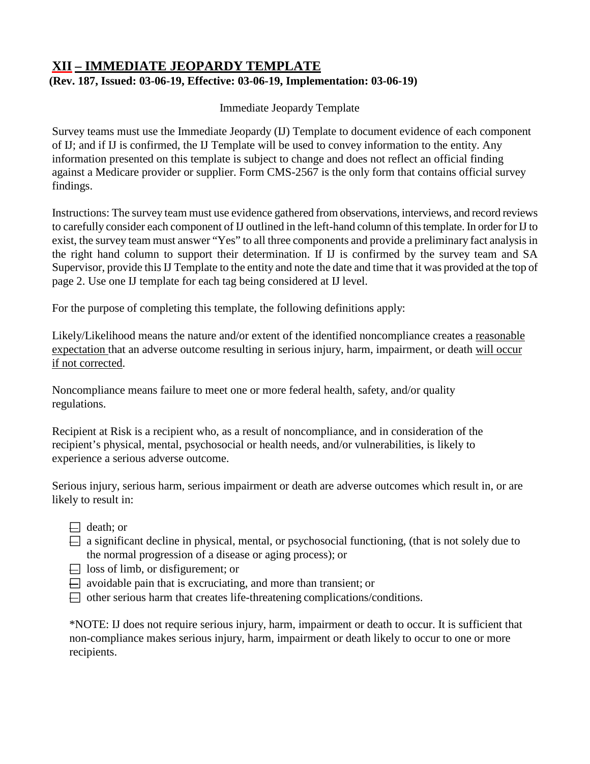## XII – IMMEDIATE JEOPARDY TEMPLATE

**(Rev. 187, Issued: 03-06-19, Effective: 03-06-19, Implementation: 03-06-19)**

Immediate Jeopardy Template

Survey teams must use the Immediate Jeopardy (IJ) Template to document evidence of each component of IJ; and if IJ is confirmed, the IJ Template will be used to convey information to the entity. Any information presented on this template is subject to change and does not reflect an official finding against a Medicare provider or supplier. Form CMS-2567 is the only form that contains official survey findings.

Instructions: The survey team must use evidence gathered from observations, interviews, and record reviews to carefully consider each component of IJ outlined in the left-hand column of this template. In order for IJ to exist, the survey team must answer "Yes" to all three components and provide a preliminary fact analysis in the right hand column to support their determination. If IJ is confirmed by the survey team and SA Supervisor, provide this IJ Template to the entity and note the date and time that it was provided at the top of page 2. Use one IJ template for each tag being considered at IJ level.

For the purpose of completing this template, the following definitions apply:

Likely/Likelihood means the nature and/or extent of the identified noncompliance creates a reasonable expectation that an adverse outcome resulting in serious injury, harm, impairment, or death will occur if not corrected.

Noncompliance means failure to meet one or more federal health, safety, and/or quality regulations.

Recipient at Risk is a recipient who, as a result of noncompliance, and in consideration of the recipient's physical, mental, psychosocial or health needs, and/or vulnerabilities, is likely to experience a serious adverse outcome.

Serious injury, serious harm, serious impairment or death are adverse outcomes which result in, or are likely to result in:

- death; or
- a significant decline in physical, mental, or psychosocial functioning, (that is not solely due to the normal progression of a disease or aging process); or
- loss of limb, or disfigurement; or
- avoidable pain that is excruciating, and more than transient; or
- other serious harm that creates life-threatening complications/conditions.

*NOTE: IJ does not require serious injury, harm, impairment or death to occur. It is sufficient that non-compliance makes serious injury, harm, impairment or death likely to occur to one or more recipients.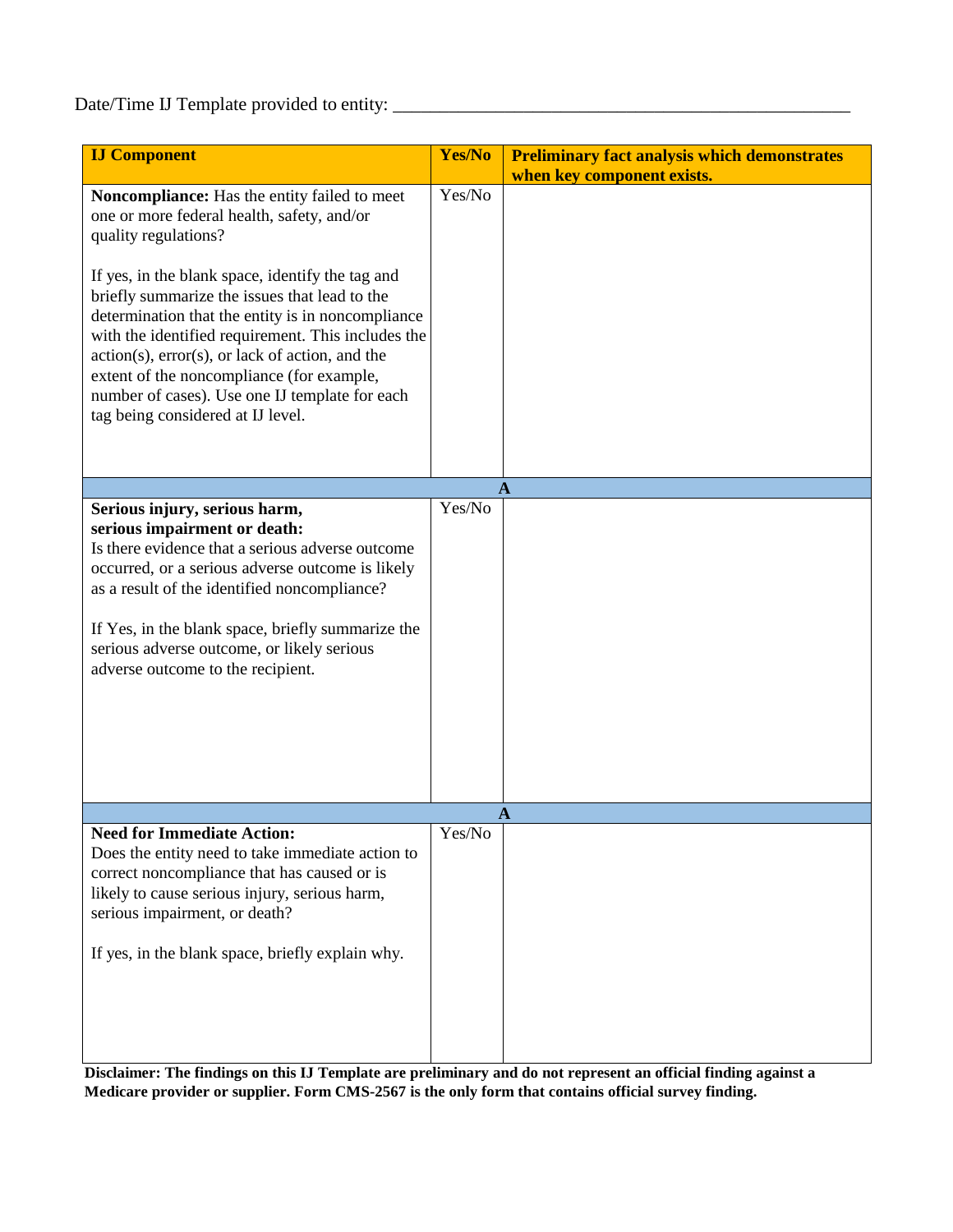Date/Time IJ Template provided to entity: ______________________________________________

| IJ Component | Yes/No | Preliminary fact analysis which demonstrates when key component exists. |
|---|---|---|
| **Noncompliance:** Has the entity failed to meet one or more federal health, safety, and/or quality regulations?<br><br>If yes, in the blank space, identify the tag and briefly summarize the issues that lead to the determination that the entity is in noncompliance with the identified requirement. This includes the action(s), error(s), or lack of action, and the extent of the noncompliance (for example, number of cases). Use one IJ template for each tag being considered at IJ level. | Yes/No | |
| | **A** | |
| **Serious injury, serious harm, serious impairment or death:**<br>Is there evidence that a serious adverse outcome occurred, or a serious adverse outcome is likely as a result of the identified noncompliance?<br><br>If Yes, in the blank space, briefly summarize the serious adverse outcome, or likely serious adverse outcome to the recipient. | Yes/No | |
| | **A** | |
| **Need for Immediate Action:**<br>Does the entity need to take immediate action to correct noncompliance that has caused or is likely to cause serious injury, serious harm, serious impairment, or death?<br><br>If yes, in the blank space, briefly explain why. | Yes/No | |

**Disclaimer: The findings on this IJ Template are preliminary and do not represent an official finding against a Medicare provider or supplier. Form CMS-2567 is the only form that contains official survey finding.**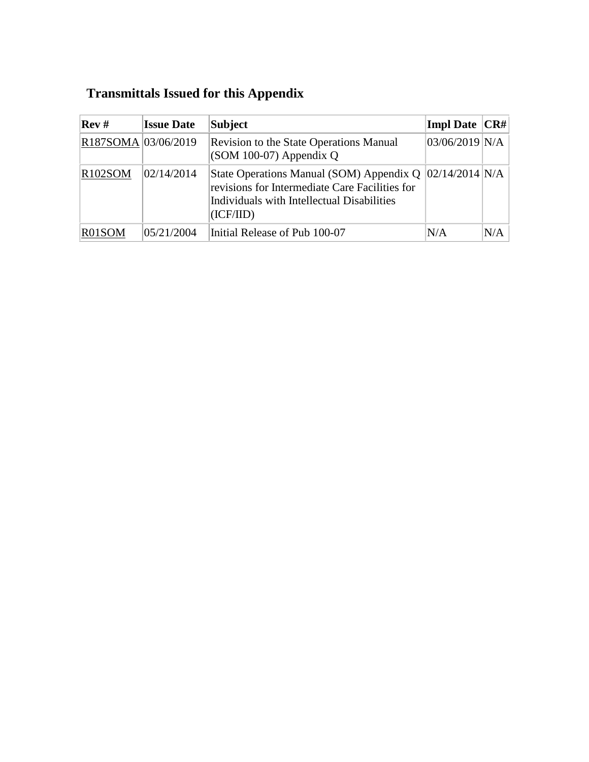## Transmittals Issued for this Appendix

| Rev # | Issue Date | Subject | Impl Date | CR# |
|---|---|---|---|---|
| R187SOMA | 03/06/2019 | Revision to the State Operations Manual (SOM 100-07) Appendix Q | 03/06/2019 | N/A |
| R102SOM | 02/14/2014 | State Operations Manual (SOM) Appendix Q revisions for Intermediate Care Facilities for Individuals with Intellectual Disabilities (ICF/IID) | 02/14/2014 | N/A |
| R01SOM | 05/21/2004 | Initial Release of Pub 100-07 | N/A | N/A |